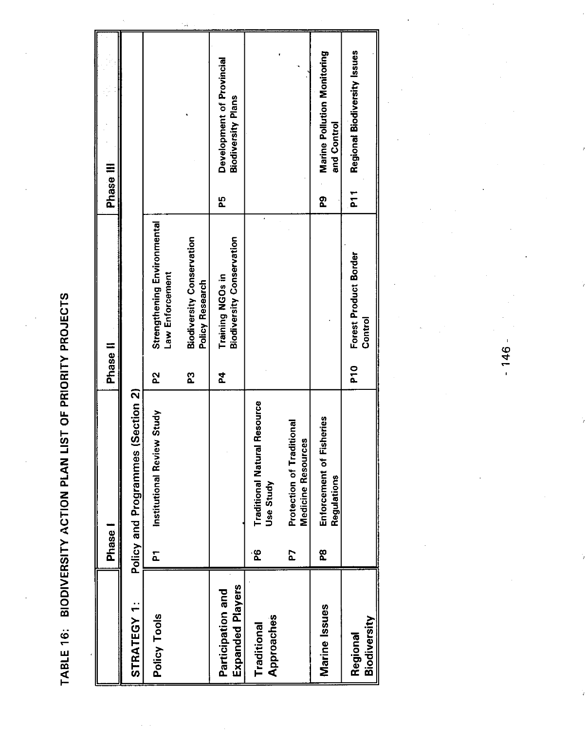# TABLE 16: BIODIVERSITY ACTION PLAN LIST OF PRIORITY PROJECTS

| | Phase I | | Phase II | | Phase III | |
|---|---|---|---|---|---|---|
| **STRATEGY 1:** | Policy and Programmes (Section 2) | | | | | |
| **Policy Tools** | P1 | Institutional Review Study | P2 | Strengthening Environmental Law Enforcement | | |
| | | | P3 | Biodiversity Conservation Policy Research | | |
| **Participation and Expanded Players** | | | P4 | Training NGOs in Biodiversity Conservation | P5 | **Development of Provincial Biodiversity Plans** |
| **Traditional Approaches** | P6 | Traditional Natural Resource Use Study | | | | |
| | P7 | Protection of Traditional Medicine Resources | | | | |
| **Marine Issues** | P8 | Enforcement of Fisheries Regulations | | | P9 | **Marine Pollution Monitoring and Control** |
| **Regional Biodiversity** | | | P10 | Forest Product Border Control | P11 | **Regional Biodiversity Issues** |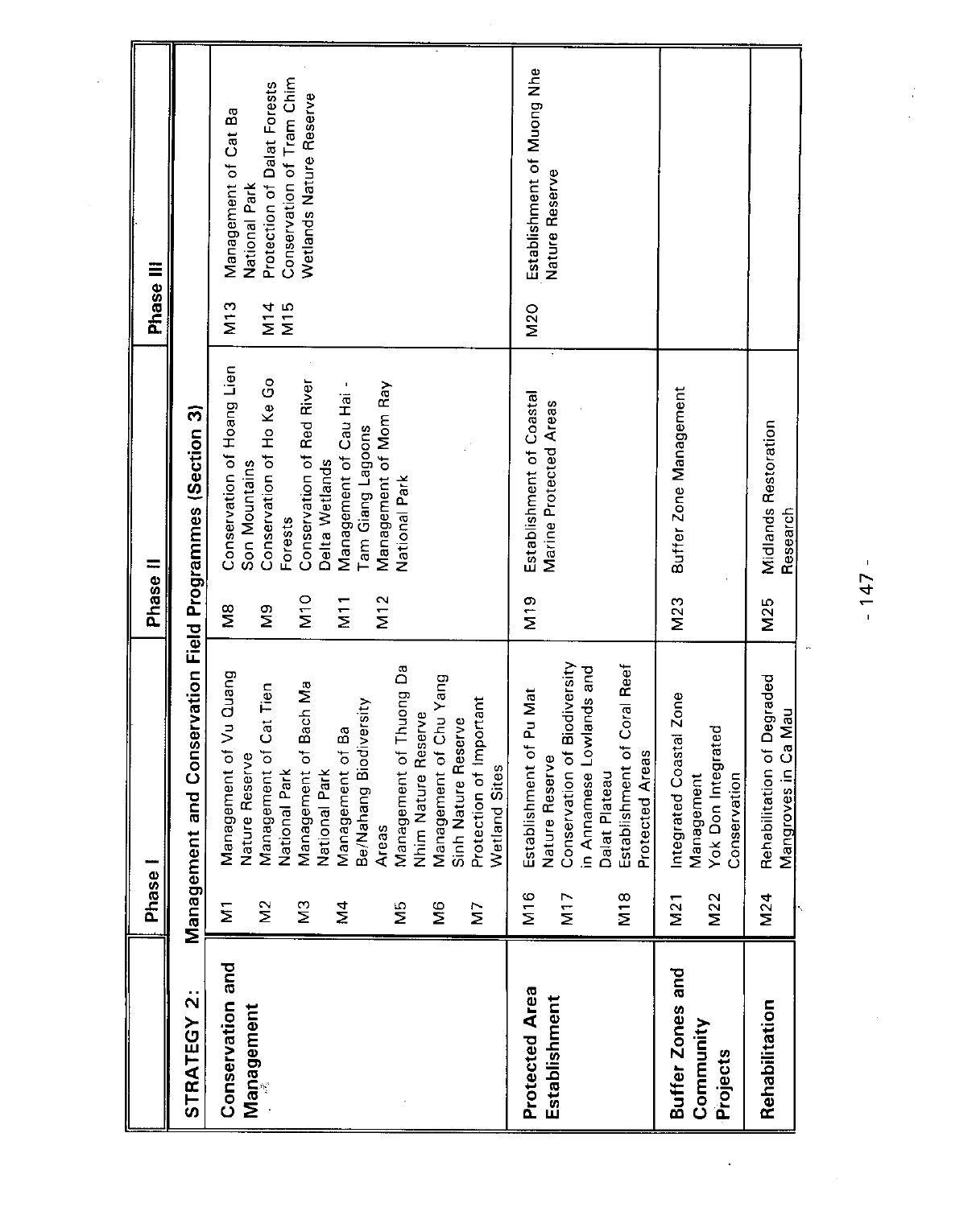| | Phase I | | Phase II | | Phase III | |
|---|---|---|---|---|---|---|
| **STRATEGY 2:** | **Management and Conservation Field Programmes (Section 3)** | | | | | |
| **Conservation and Management** | M1 | Management of Vu Quang Nature Reserve | M8 | Conservation of Hoang Lien Son Mountains | M13 | Management of Cat Ba National Park |
| | M2 | Management of Cat Tien National Park | M9 | Conservation of Ho Ke Go Forests | M14 | Protection of Dalat Forests |
| | M3 | Management of Bach Ma National Park | M10 | Conservation of Red River Delta Wetlands | M15 | Conservation of Tram Chim Wetlands Nature Reserve |
| | M4 | Management of Ba Be/Nahang Biodiversity Areas | M11 | Management of Cau Hai - Tam Giang Lagoons | | |
| | M5 | Management of Thuong Da Nhim Nature Reserve | M12 | Management of Mom Ray National Park | | |
| | M6 | Management of Chu Yang Sinh Nature Reserve | | | | |
| | M7 | Protection of Important Wetland Sites | | | | |
| **Protected Area Establishment** | M16 | Establishment of Pu Mat Nature Reserve | M19 | Establishment of Coastal Marine Protected Areas | M20 | Establishment of Muong Nhe Nature Reserve |
| | M17 | Conservation of Biodiversity in Annamese Lowlands and Dalat Plateau | | | | |
| | M18 | Establishment of Coral Reef Protected Areas | | | | |
| **Buffer Zones and Community Projects** | M21 | Integrated Coastal Zone Management | M23 | Buffer Zone Management | | |
| | M22 | Yok Don Integrated Conservation | | | | |
| **Rehabilitation** | M24 | Rehabilitation of Degraded Mangroves in Ca Mau | M25 | Midlands Restoration Research | | |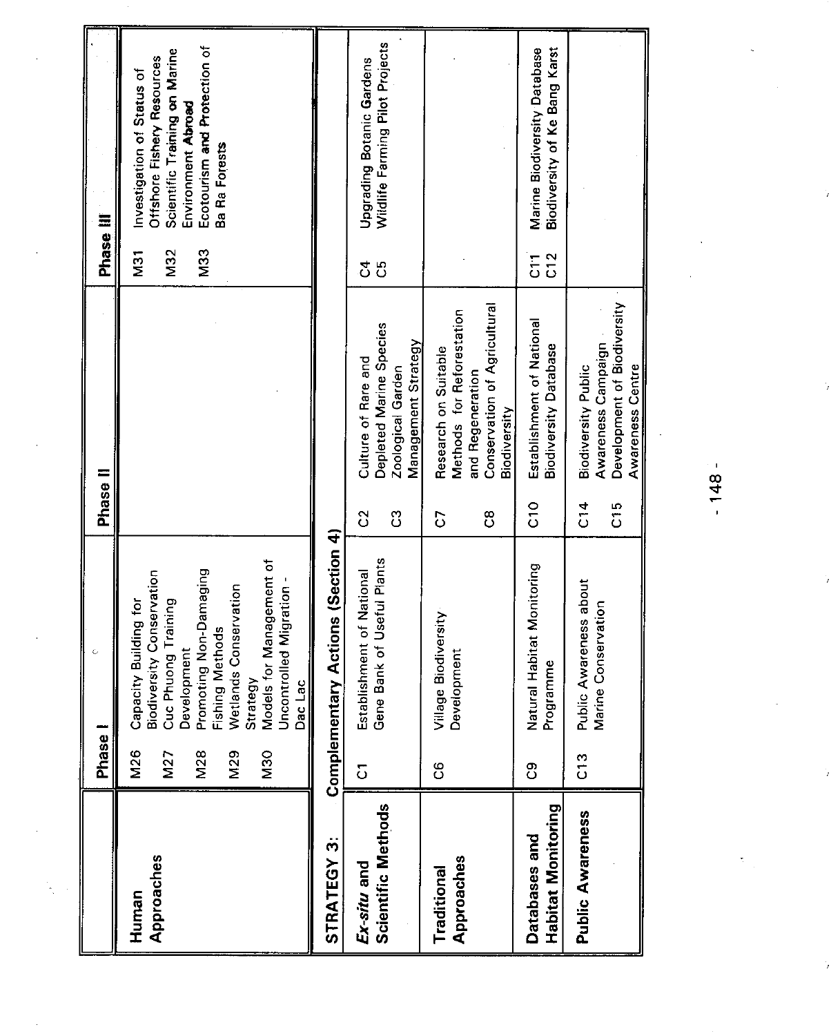| | Phase I | | Phase II | | Phase III | |
|---|---|---|---|---|---|---|
| **Human Approaches** | M26 | Capacity Building for Biodiversity Conservation | | | M31 | Investigation of Status of Offshore Fishery Resources |
| | M27 | Cuc Phuong Training Development | | | M32 | Scientific Training on Marine Environment Abroad |
| | M28 | Promoting Non-Damaging Fishing Methods | | | M33 | Ecotourism and Protection of Ba Ra Forests |
| | M29 | Wetlands Conservation Strategy | | | | |
| | M30 | Models for Management of Uncontrolled Migration - Dac Lac | | | | |
| **STRATEGY 3:** | **Complementary Actions (Section 4)** | | | | | |
| ***Ex-situ* and Scientific Methods** | C1 | Establishment of National Gene Bank of Useful Plants | C2 | Culture of Rare and Depleted Marine Species | C4 | Upgrading Botanic Gardens |
| | | | C3 | Zoological Garden Management Strategy | C5 | Wildlife Farming Pilot Projects |
| **Traditional Approaches** | C6 | Village Biodiversity Development | C7 | Research on Suitable Methods for Reforestation and Regeneration | | |
| | | | C8 | Conservation of Agricultural Biodiversity | | |
| **Databases and Habitat Monitoring** | C9 | Natural Habitat Monitoring Programme | C10 | Establishment of National Biodiversity Database | C11 | Marine Biodiversity Database |
| | | | | | C12 | Biodiversity of Ke Bang Karst |
| **Public Awareness** | C13 | Public Awareness about Marine Conservation | C14 | Biodiversity Public Awareness Campaign | | |
| | | | C15 | Development of Biodiversity Awareness Centre | | |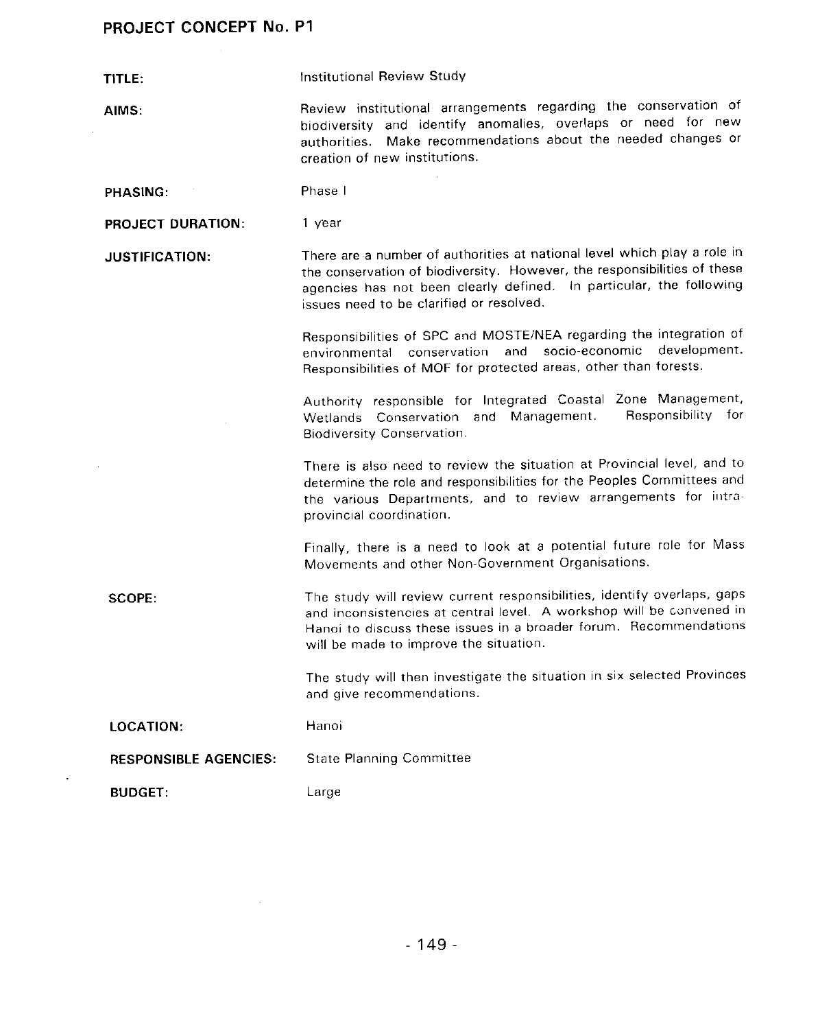## PROJECT CONCEPT No. P1

**TITLE:** Institutional Review Study

**AIMS:** Review institutional arrangements regarding the conservation of biodiversity and identify anomalies, overlaps or need for new authorities. Make recommendations about the needed changes or creation of new institutions.

**PHASING:** Phase I

**PROJECT DURATION:** 1 year

**JUSTIFICATION:** There are a number of authorities at national level which play a role in the conservation of biodiversity. However, the responsibilities of these agencies has not been clearly defined. In particular, the following issues need to be clarified or resolved.

Responsibilities of SPC and MOSTE/NEA regarding the integration of environmental conservation and socio-economic development. Responsibilities of MOF for protected areas, other than forests.

Authority responsible for Integrated Coastal Zone Management, Wetlands Conservation and Management. Responsibility for Biodiversity Conservation.

There is also need to review the situation at Provincial level, and to determine the role and responsibilities for the Peoples Committees and the various Departments, and to review arrangements for intra-provincial coordination.

Finally, there is a need to look at a potential future role for Mass Movements and other Non-Government Organisations.

**SCOPE:** The study will review current responsibilities, identify overlaps, gaps and inconsistencies at central level. A workshop will be convened in Hanoi to discuss these issues in a broader forum. Recommendations will be made to improve the situation.

The study will then investigate the situation in six selected Provinces and give recommendations.

**LOCATION:** Hanoi

**RESPONSIBLE AGENCIES:** State Planning Committee

**BUDGET:** Large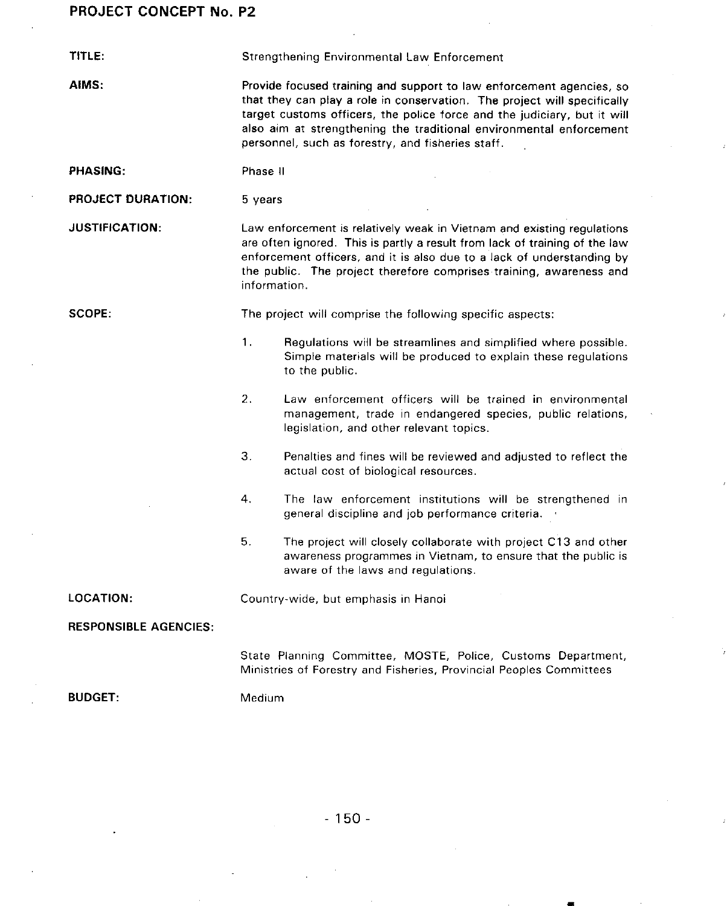## PROJECT CONCEPT No. P2

**TITLE:** Strengthening Environmental Law Enforcement

**AIMS:** Provide focused training and support to law enforcement agencies, so that they can play a role in conservation. The project will specifically target customs officers, the police force and the judiciary, but it will also aim at strengthening the traditional environmental enforcement personnel, such as forestry, and fisheries staff.

**PHASING:** Phase II

**PROJECT DURATION:** 5 years

**JUSTIFICATION:** Law enforcement is relatively weak in Vietnam and existing regulations are often ignored. This is partly a result from lack of training of the law enforcement officers, and it is also due to a lack of understanding by the public. The project therefore comprises training, awareness and information.

**SCOPE:** The project will comprise the following specific aspects:

1. Regulations will be streamlines and simplified where possible. Simple materials will be produced to explain these regulations to the public.

2. Law enforcement officers will be trained in environmental management, trade in endangered species, public relations, legislation, and other relevant topics.

3. Penalties and fines will be reviewed and adjusted to reflect the actual cost of biological resources.

4. The law enforcement institutions will be strengthened in general discipline and job performance criteria.

5. The project will closely collaborate with project C13 and other awareness programmes in Vietnam, to ensure that the public is aware of the laws and regulations.

**LOCATION:** Country-wide, but emphasis in Hanoi

**RESPONSIBLE AGENCIES:**

State Planning Committee, MOSTE, Police, Customs Department, Ministries of Forestry and Fisheries, Provincial Peoples Committees

**BUDGET:** Medium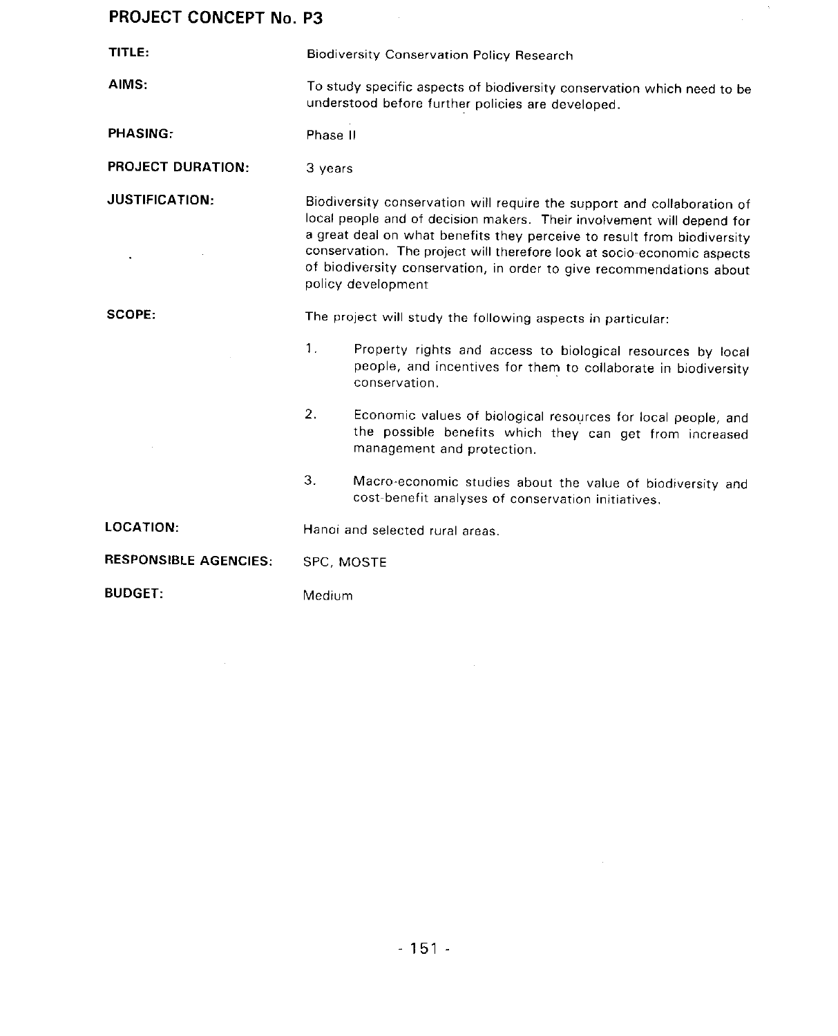## PROJECT CONCEPT No. P3

**TITLE:** Biodiversity Conservation Policy Research

**AIMS:** To study specific aspects of biodiversity conservation which need to be understood before further policies are developed.

**PHASING:** Phase II

**PROJECT DURATION:** 3 years

**JUSTIFICATION:** Biodiversity conservation will require the support and collaboration of local people and of decision makers. Their involvement will depend for a great deal on what benefits they perceive to result from biodiversity conservation. The project will therefore look at socio-economic aspects of biodiversity conservation, in order to give recommendations about policy development

**SCOPE:** The project will study the following aspects in particular:

1. Property rights and access to biological resources by local people, and incentives for them to collaborate in biodiversity conservation.

2. Economic values of biological resources for local people, and the possible benefits which they can get from increased management and protection.

3. Macro-economic studies about the value of biodiversity and cost-benefit analyses of conservation initiatives.

**LOCATION:** Hanoi and selected rural areas.

**RESPONSIBLE AGENCIES:** SPC, MOSTE

**BUDGET:** Medium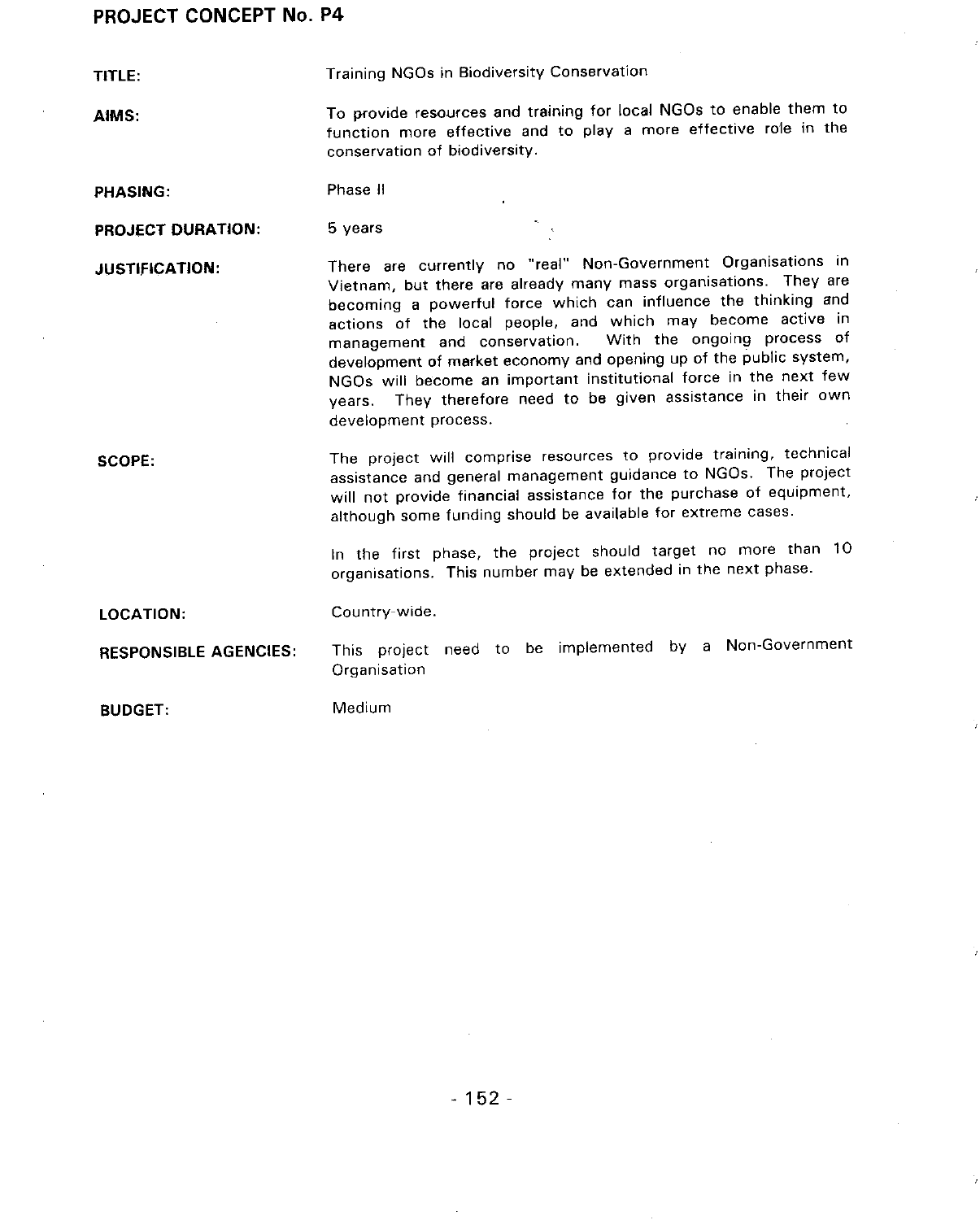## PROJECT CONCEPT No. P4

**TITLE:** Training NGOs in Biodiversity Conservation

**AIMS:** To provide resources and training for local NGOs to enable them to function more effective and to play a more effective role in the conservation of biodiversity.

**PHASING:** Phase II

**PROJECT DURATION:** 5 years

**JUSTIFICATION:** There are currently no "real" Non-Government Organisations in Vietnam, but there are already many mass organisations. They are becoming a powerful force which can influence the thinking and actions of the local people, and which may become active in management and conservation. With the ongoing process of development of market economy and opening up of the public system, NGOs will become an important institutional force in the next few years. They therefore need to be given assistance in their own development process.

**SCOPE:** The project will comprise resources to provide training, technical assistance and general management guidance to NGOs. The project will not provide financial assistance for the purchase of equipment, although some funding should be available for extreme cases.

In the first phase, the project should target no more than 10 organisations. This number may be extended in the next phase.

**LOCATION:** Country-wide.

**RESPONSIBLE AGENCIES:** This project need to be implemented by a Non-Government Organisation

**BUDGET:** Medium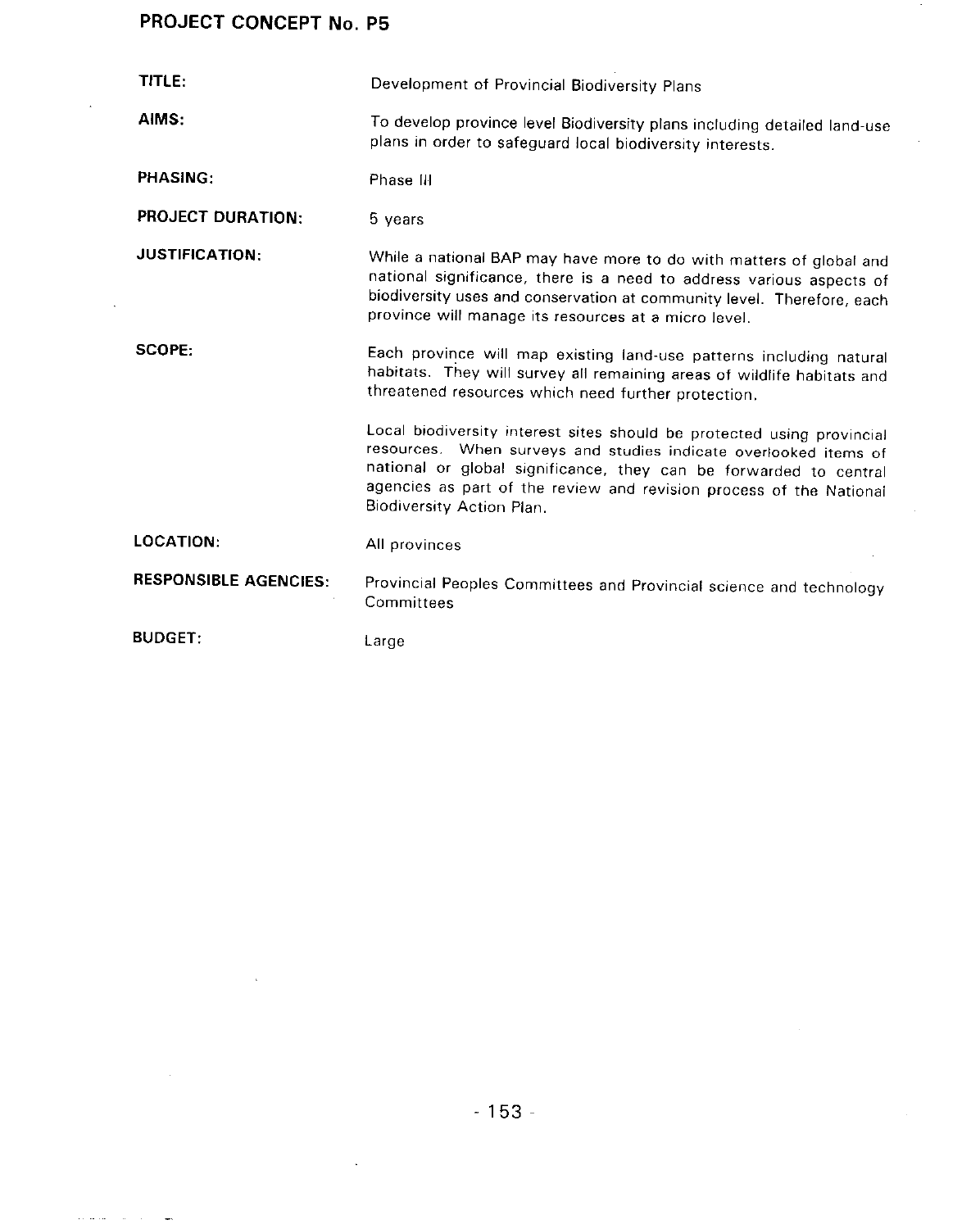## PROJECT CONCEPT No. P5

**TITLE:** Development of Provincial Biodiversity Plans

**AIMS:** To develop province level Biodiversity plans including detailed land-use plans in order to safeguard local biodiversity interests.

**PHASING:** Phase III

**PROJECT DURATION:** 5 years

**JUSTIFICATION:** While a national BAP may have more to do with matters of global and national significance, there is a need to address various aspects of biodiversity uses and conservation at community level. Therefore, each province will manage its resources at a micro level.

**SCOPE:** Each province will map existing land-use patterns including natural habitats. They will survey all remaining areas of wildlife habitats and threatened resources which need further protection.

Local biodiversity interest sites should be protected using provincial resources. When surveys and studies indicate overlooked items of national or global significance, they can be forwarded to central agencies as part of the review and revision process of the National Biodiversity Action Plan.

**LOCATION:** All provinces

**RESPONSIBLE AGENCIES:** Provincial Peoples Committees and Provincial science and technology Committees

**BUDGET:** Large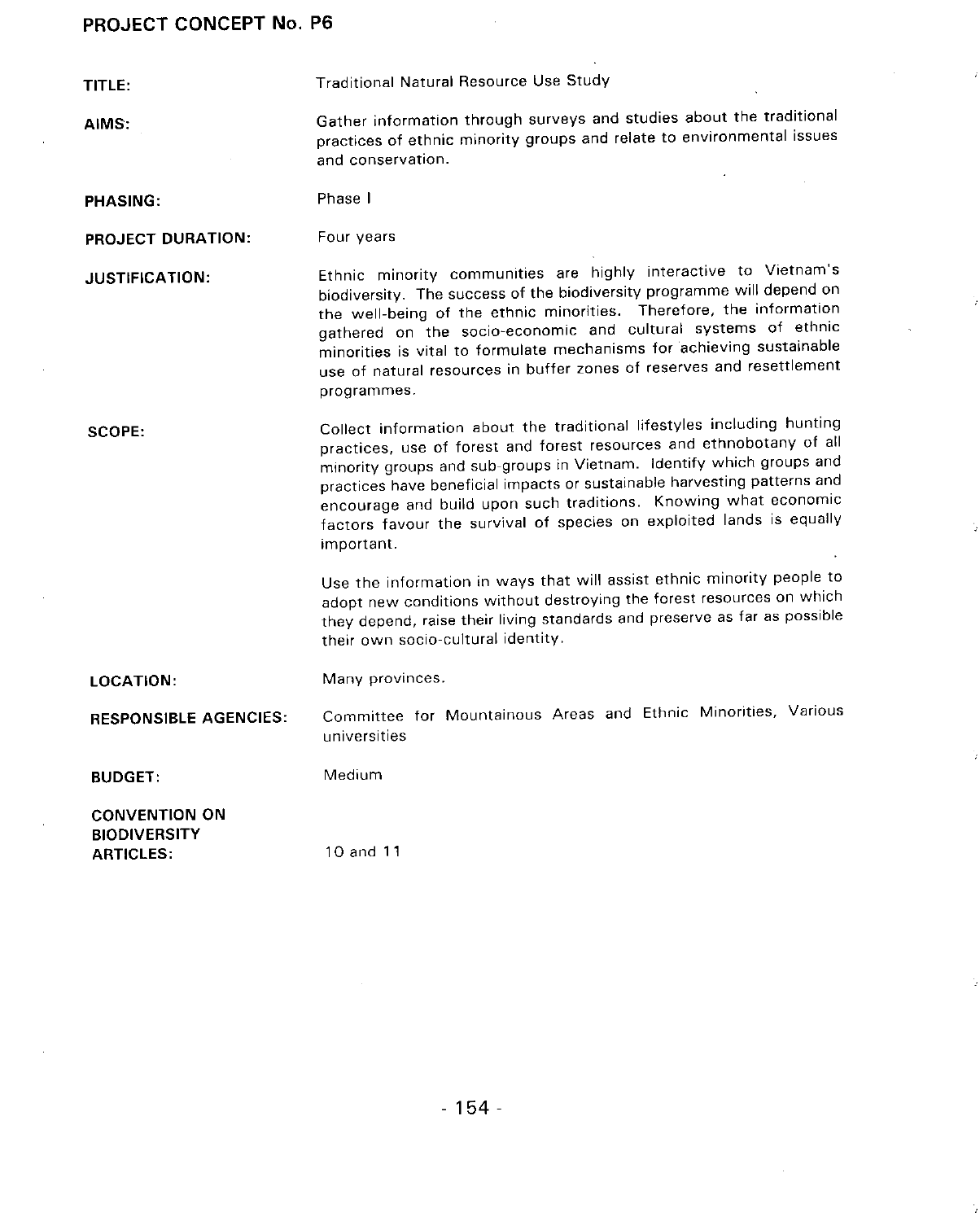## PROJECT CONCEPT No. P6

**TITLE:** Traditional Natural Resource Use Study

**AIMS:** Gather information through surveys and studies about the traditional practices of ethnic minority groups and relate to environmental issues and conservation.

**PHASING:** Phase I

**PROJECT DURATION:** Four years

**JUSTIFICATION:** Ethnic minority communities are highly interactive to Vietnam's biodiversity. The success of the biodiversity programme will depend on the well-being of the ethnic minorities. Therefore, the information gathered on the socio-economic and cultural systems of ethnic minorities is vital to formulate mechanisms for achieving sustainable use of natural resources in buffer zones of reserves and resettlement programmes.

**SCOPE:** Collect information about the traditional lifestyles including hunting practices, use of forest and forest resources and ethnobotany of all minority groups and sub-groups in Vietnam. Identify which groups and practices have beneficial impacts or sustainable harvesting patterns and encourage and build upon such traditions. Knowing what economic factors favour the survival of species on exploited lands is equally important.

Use the information in ways that will assist ethnic minority people to adopt new conditions without destroying the forest resources on which they depend, raise their living standards and preserve as far as possible their own socio-cultural identity.

**LOCATION:** Many provinces.

**RESPONSIBLE AGENCIES:** Committee for Mountainous Areas and Ethnic Minorities, Various universities

**BUDGET:** Medium

**CONVENTION ON BIODIVERSITY ARTICLES:** 10 and 11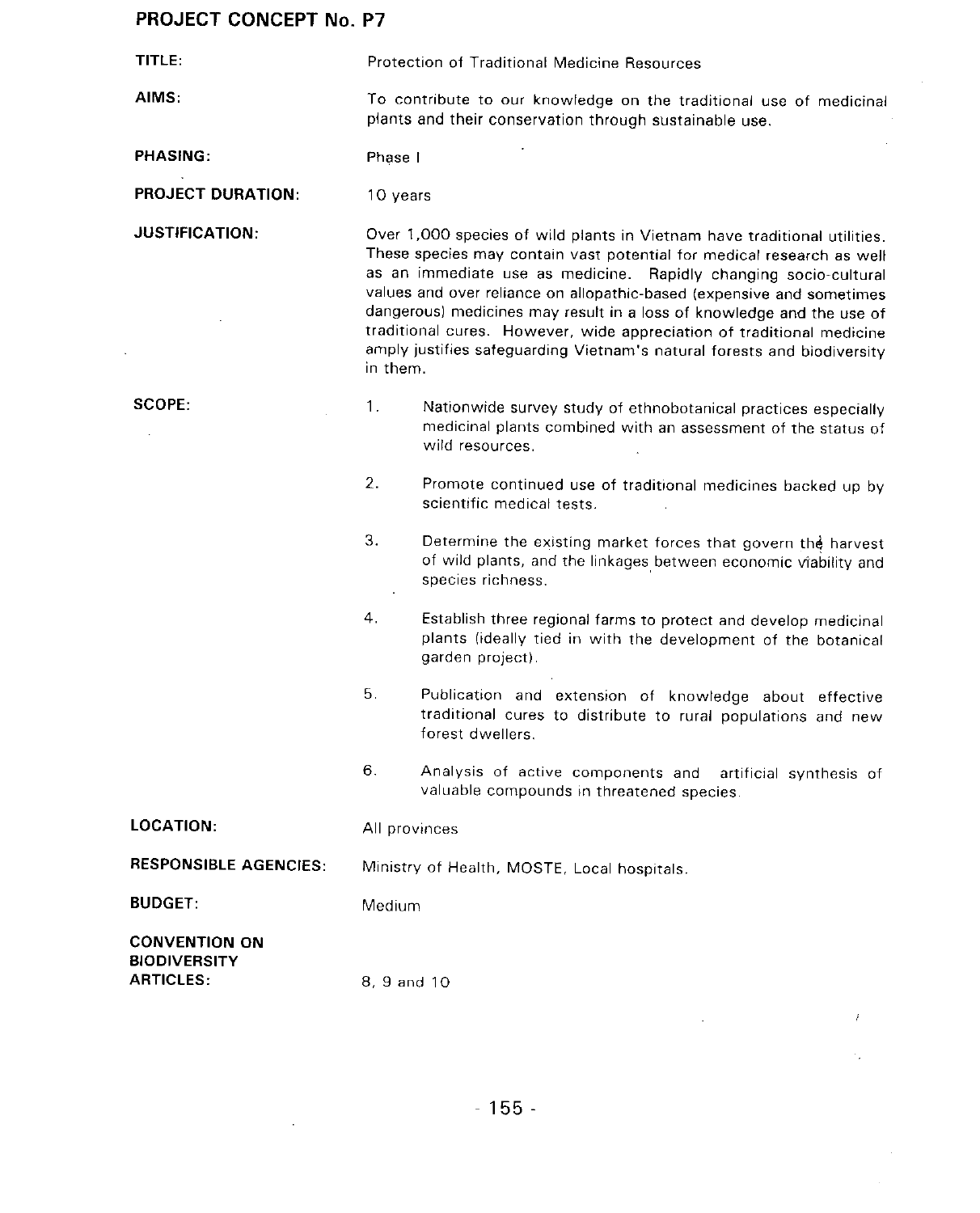## PROJECT CONCEPT No. P7

**TITLE:** Protection of Traditional Medicine Resources

**AIMS:** To contribute to our knowledge on the traditional use of medicinal plants and their conservation through sustainable use.

**PHASING:** Phase I

**PROJECT DURATION:** 10 years

**JUSTIFICATION:** Over 1,000 species of wild plants in Vietnam have traditional utilities. These species may contain vast potential for medical research as well as an immediate use as medicine. Rapidly changing socio-cultural values and over reliance on allopathic-based (expensive and sometimes dangerous) medicines may result in a loss of knowledge and the use of traditional cures. However, wide appreciation of traditional medicine amply justifies safeguarding Vietnam's natural forests and biodiversity in them.

**SCOPE:**

1. Nationwide survey study of ethnobotanical practices especially medicinal plants combined with an assessment of the status of wild resources.

2. Promote continued use of traditional medicines backed up by scientific medical tests.

3. Determine the existing market forces that govern the harvest of wild plants, and the linkages between economic viability and species richness.

4. Establish three regional farms to protect and develop medicinal plants (ideally tied in with the development of the botanical garden project).

5. Publication and extension of knowledge about effective traditional cures to distribute to rural populations and new forest dwellers.

6. Analysis of active components and artificial synthesis of valuable compounds in threatened species.

**LOCATION:** All provinces

**RESPONSIBLE AGENCIES:** Ministry of Health, MOSTE, Local hospitals.

**BUDGET:** Medium

**CONVENTION ON BIODIVERSITY ARTICLES:** 8, 9 and 10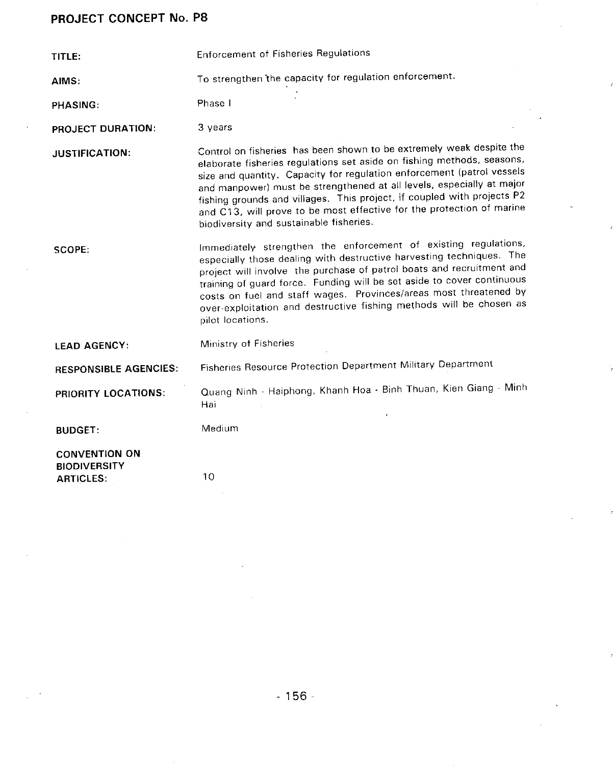## PROJECT CONCEPT No. P8

**TITLE:** Enforcement of Fisheries Regulations

**AIMS:** To strengthen the capacity for regulation enforcement.

**PHASING:** Phase I

**PROJECT DURATION:** 3 years

**JUSTIFICATION:** Control on fisheries has been shown to be extremely weak despite the elaborate fisheries regulations set aside on fishing methods, seasons, size and quantity. Capacity for regulation enforcement (patrol vessels and manpower) must be strengthened at all levels, especially at major fishing grounds and villages. This project, if coupled with projects P2 and C13, will prove to be most effective for the protection of marine biodiversity and sustainable fisheries.

**SCOPE:** Immediately strengthen the enforcement of existing regulations, especially those dealing with destructive harvesting techniques. The project will involve the purchase of patrol boats and recruitment and training of guard force. Funding will be set aside to cover continuous costs on fuel and staff wages. Provinces/areas most threatened by over-exploitation and destructive fishing methods will be chosen as pilot locations.

**LEAD AGENCY:** Ministry of Fisheries

**RESPONSIBLE AGENCIES:** Fisheries Resource Protection Department Military Department

**PRIORITY LOCATIONS:** Quang Ninh - Haiphong, Khanh Hoa - Binh Thuan, Kien Giang - Minh Hai

**BUDGET:** Medium

**CONVENTION ON BIODIVERSITY ARTICLES:** 10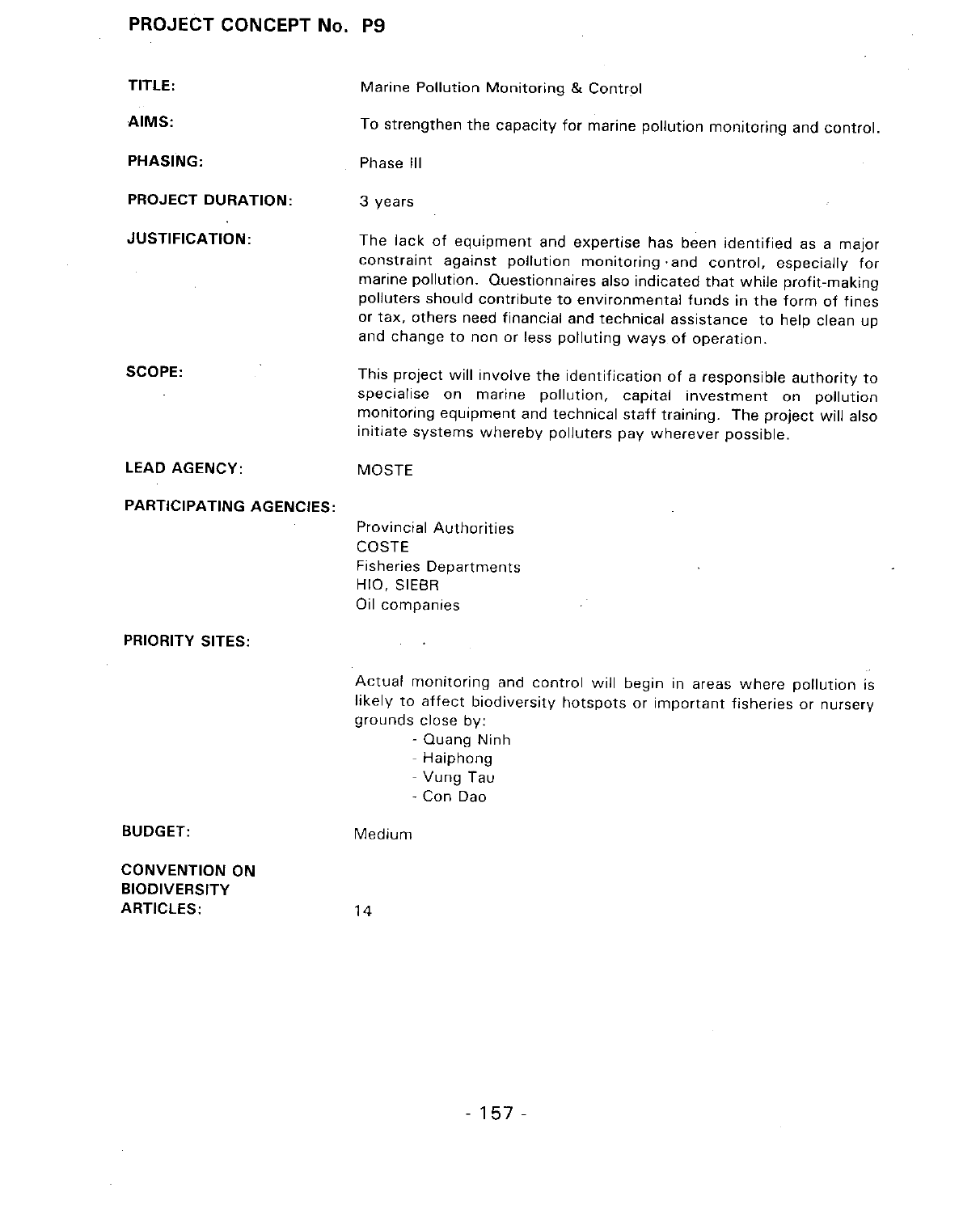## PROJECT CONCEPT No. P9

**TITLE:** Marine Pollution Monitoring & Control

**AIMS:** To strengthen the capacity for marine pollution monitoring and control.

**PHASING:** Phase III

**PROJECT DURATION:** 3 years

**JUSTIFICATION:** The lack of equipment and expertise has been identified as a major constraint against pollution monitoring and control, especially for marine pollution. Questionnaires also indicated that while profit-making polluters should contribute to environmental funds in the form of fines or tax, others need financial and technical assistance to help clean up and change to non or less polluting ways of operation.

**SCOPE:** This project will involve the identification of a responsible authority to specialise on marine pollution, capital investment on pollution monitoring equipment and technical staff training. The project will also initiate systems whereby polluters pay wherever possible.

**LEAD AGENCY:** MOSTE

**PARTICIPATING AGENCIES:**

Provincial Authorities
COSTE
Fisheries Departments
HIO, SIEBR
Oil companies

**PRIORITY SITES:**

Actual monitoring and control will begin in areas where pollution is likely to affect biodiversity hotspots or important fisheries or nursery grounds close by:

- Quang Ninh
- Haiphong
- Vung Tau
- Con Dao

**BUDGET:** Medium

**CONVENTION ON BIODIVERSITY ARTICLES:** 14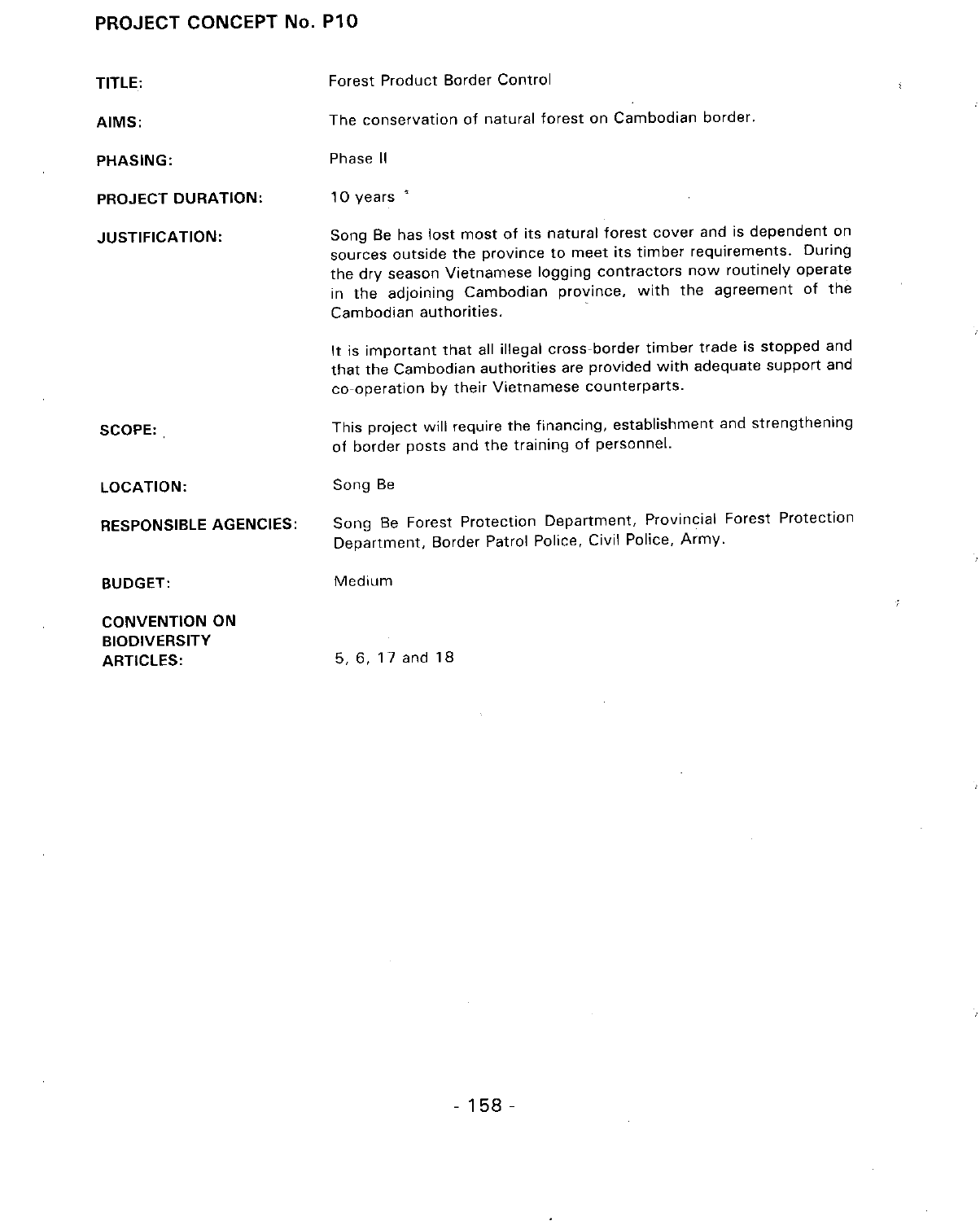# PROJECT CONCEPT No. P10

**TITLE:** Forest Product Border Control

**AIMS:** The conservation of natural forest on Cambodian border.

**PHASING:** Phase II

**PROJECT DURATION:** 10 years

**JUSTIFICATION:** Song Be has lost most of its natural forest cover and is dependent on sources outside the province to meet its timber requirements. During the dry season Vietnamese logging contractors now routinely operate in the adjoining Cambodian province, with the agreement of the Cambodian authorities.

It is important that all illegal cross-border timber trade is stopped and that the Cambodian authorities are provided with adequate support and co-operation by their Vietnamese counterparts.

**SCOPE:** This project will require the financing, establishment and strengthening of border posts and the training of personnel.

**LOCATION:** Song Be

**RESPONSIBLE AGENCIES:** Song Be Forest Protection Department, Provincial Forest Protection Department, Border Patrol Police, Civil Police, Army.

**BUDGET:** Medium

**CONVENTION ON BIODIVERSITY ARTICLES:** 5, 6, 17 and 18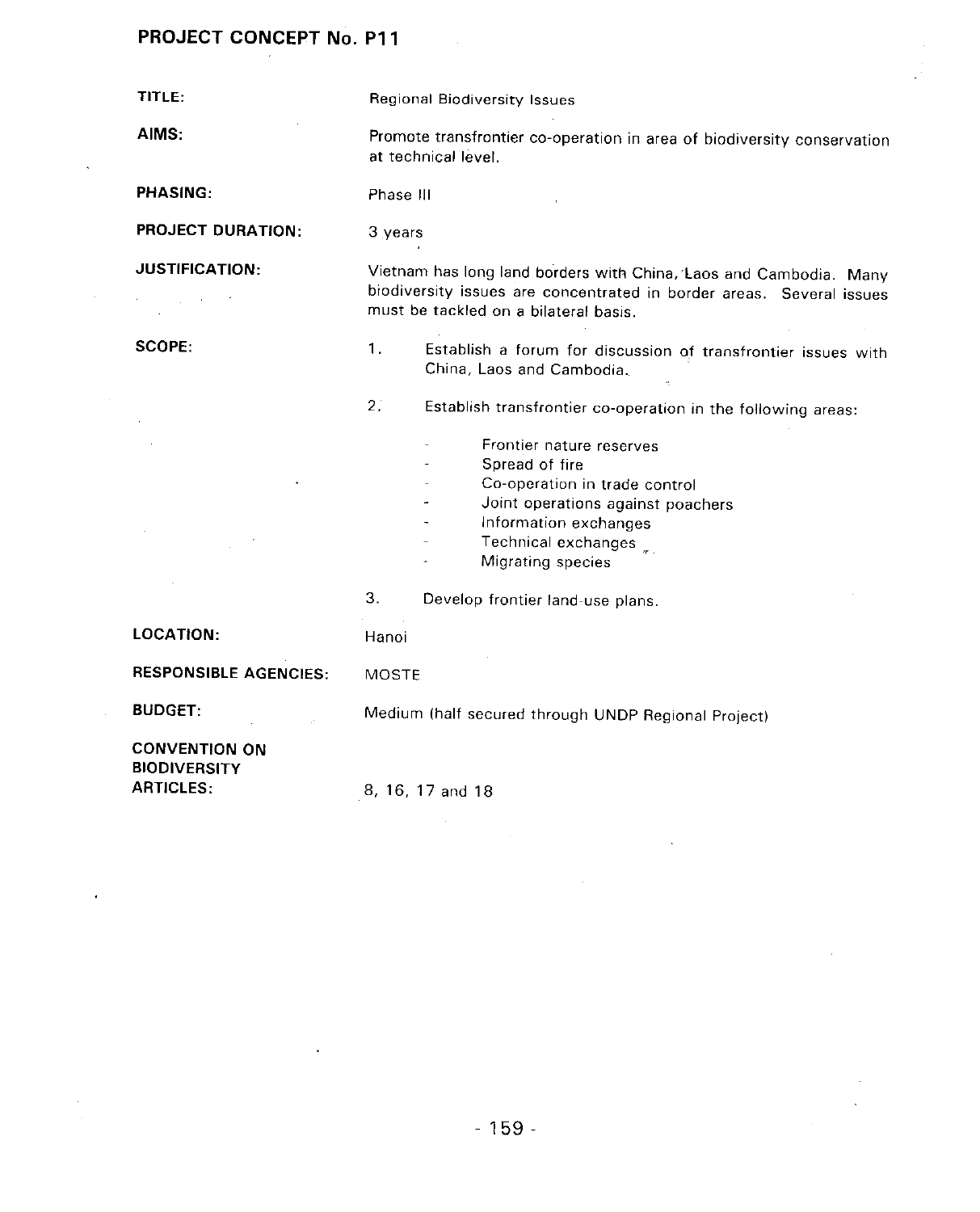## PROJECT CONCEPT No. P11

**TITLE:** Regional Biodiversity Issues

**AIMS:** Promote transfrontier co-operation in area of biodiversity conservation at technical level.

**PHASING:** Phase III

**PROJECT DURATION:** 3 years

**JUSTIFICATION:** Vietnam has long land borders with China, Laos and Cambodia. Many biodiversity issues are concentrated in border areas. Several issues must be tackled on a bilateral basis.

**SCOPE:**

1. Establish a forum for discussion of transfrontier issues with China, Laos and Cambodia.
2. Establish transfrontier co-operation in the following areas:
   - Frontier nature reserves
   - Spread of fire
   - Co-operation in trade control
   - Joint operations against poachers
   - Information exchanges
   - Technical exchanges
   - Migrating species
3. Develop frontier land-use plans.

**LOCATION:** Hanoi

**RESPONSIBLE AGENCIES:** MOSTE

**BUDGET:** Medium (half secured through UNDP Regional Project)

**CONVENTION ON BIODIVERSITY ARTICLES:** 8, 16, 17 and 18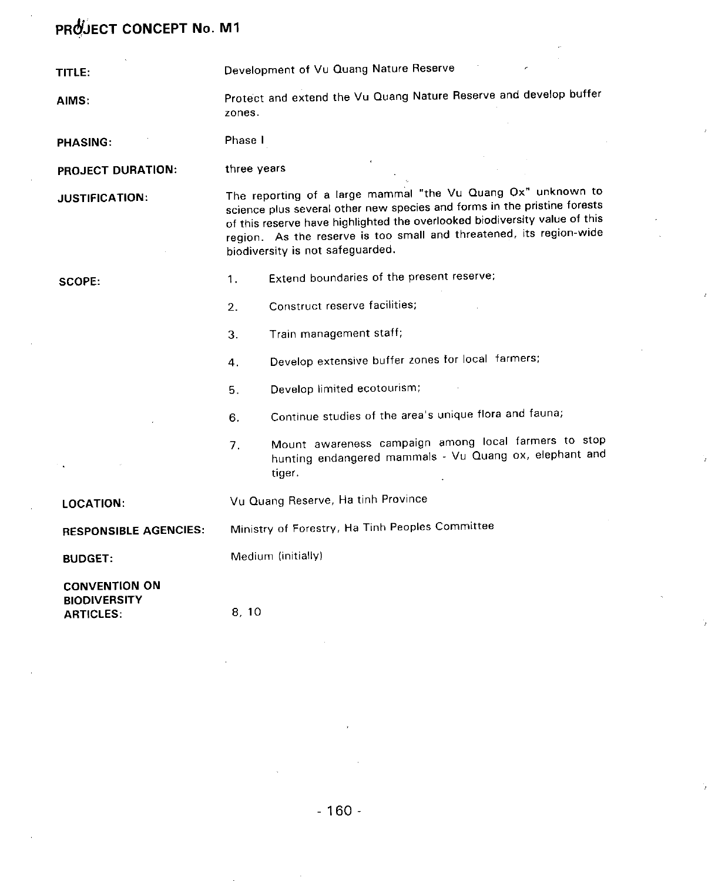# PROJECT CONCEPT No. M1

**TITLE:** Development of Vu Quang Nature Reserve

**AIMS:** Protect and extend the Vu Quang Nature Reserve and develop buffer zones.

**PHASING:** Phase I

**PROJECT DURATION:** three years

**JUSTIFICATION:** The reporting of a large mammal "the Vu Quang Ox" unknown to science plus several other new species and forms in the pristine forests of this reserve have highlighted the overlooked biodiversity value of this region. As the reserve is too small and threatened, its region-wide biodiversity is not safeguarded.

**SCOPE:**

1. Extend boundaries of the present reserve;
2. Construct reserve facilities;
3. Train management staff;
4. Develop extensive buffer zones for local farmers;
5. Develop limited ecotourism;
6. Continue studies of the area's unique flora and fauna;
7. Mount awareness campaign among local farmers to stop hunting endangered mammals - Vu Quang ox, elephant and tiger.

**LOCATION:** Vu Quang Reserve, Ha tinh Province

**RESPONSIBLE AGENCIES:** Ministry of Forestry, Ha Tinh Peoples Committee

**BUDGET:** Medium (initially)

**CONVENTION ON BIODIVERSITY ARTICLES:** 8, 10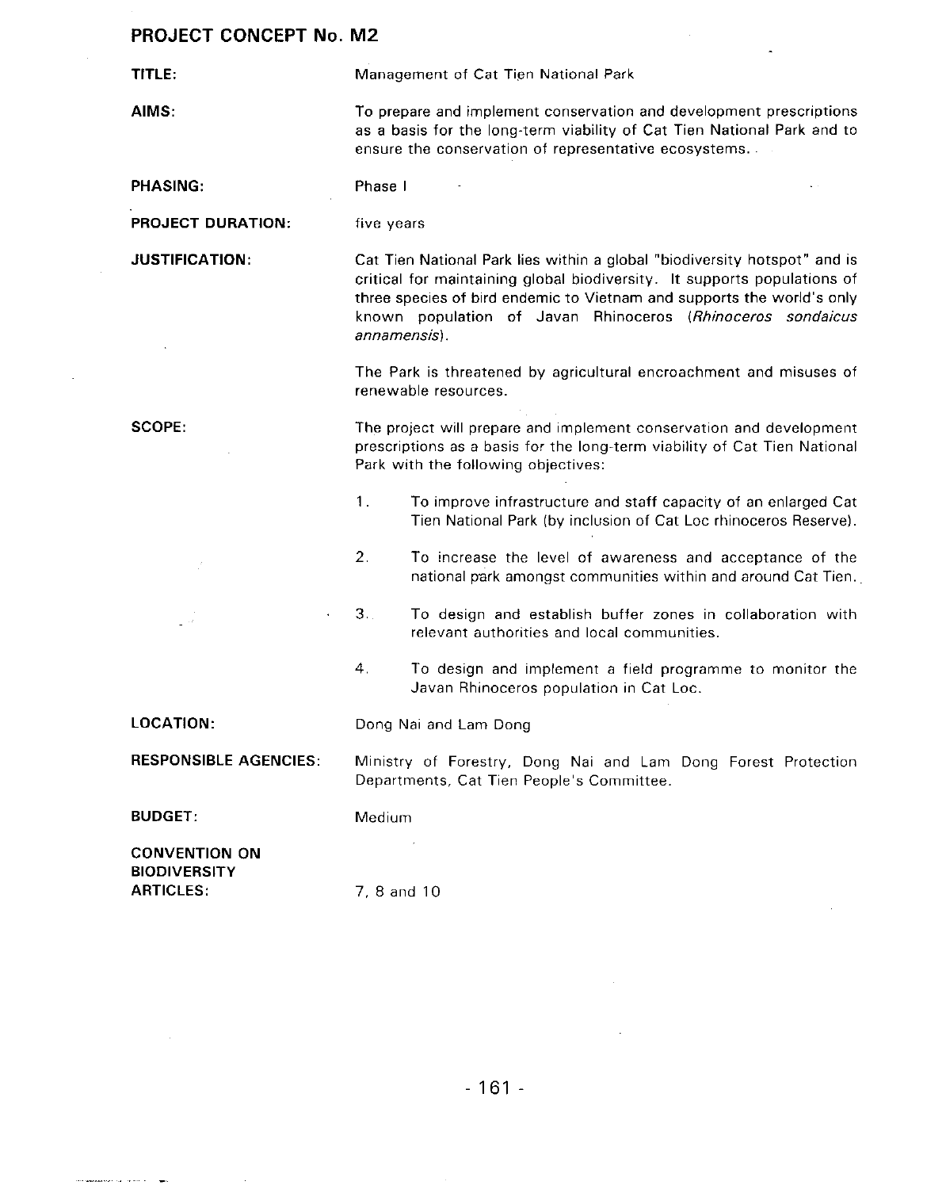## PROJECT CONCEPT No. M2

**TITLE:** Management of Cat Tien National Park

**AIMS:** To prepare and implement conservation and development prescriptions as a basis for the long-term viability of Cat Tien National Park and to ensure the conservation of representative ecosystems.

**PHASING:** Phase I

**PROJECT DURATION:** five years

**JUSTIFICATION:** Cat Tien National Park lies within a global "biodiversity hotspot" and is critical for maintaining global biodiversity. It supports populations of three species of bird endemic to Vietnam and supports the world's only known population of Javan Rhinoceros (*Rhinoceros sondaicus annamensis*).

The Park is threatened by agricultural encroachment and misuses of renewable resources.

**SCOPE:** The project will prepare and implement conservation and development prescriptions as a basis for the long-term viability of Cat Tien National Park with the following objectives:

1. To improve infrastructure and staff capacity of an enlarged Cat Tien National Park (by inclusion of Cat Loc rhinoceros Reserve).
2. To increase the level of awareness and acceptance of the national park amongst communities within and around Cat Tien.
3. To design and establish buffer zones in collaboration with relevant authorities and local communities.
4. To design and implement a field programme to monitor the Javan Rhinoceros population in Cat Loc.

**LOCATION:** Dong Nai and Lam Dong

**RESPONSIBLE AGENCIES:** Ministry of Forestry, Dong Nai and Lam Dong Forest Protection Departments, Cat Tien People's Committee.

**BUDGET:** Medium

**CONVENTION ON BIODIVERSITY ARTICLES:** 7, 8 and 10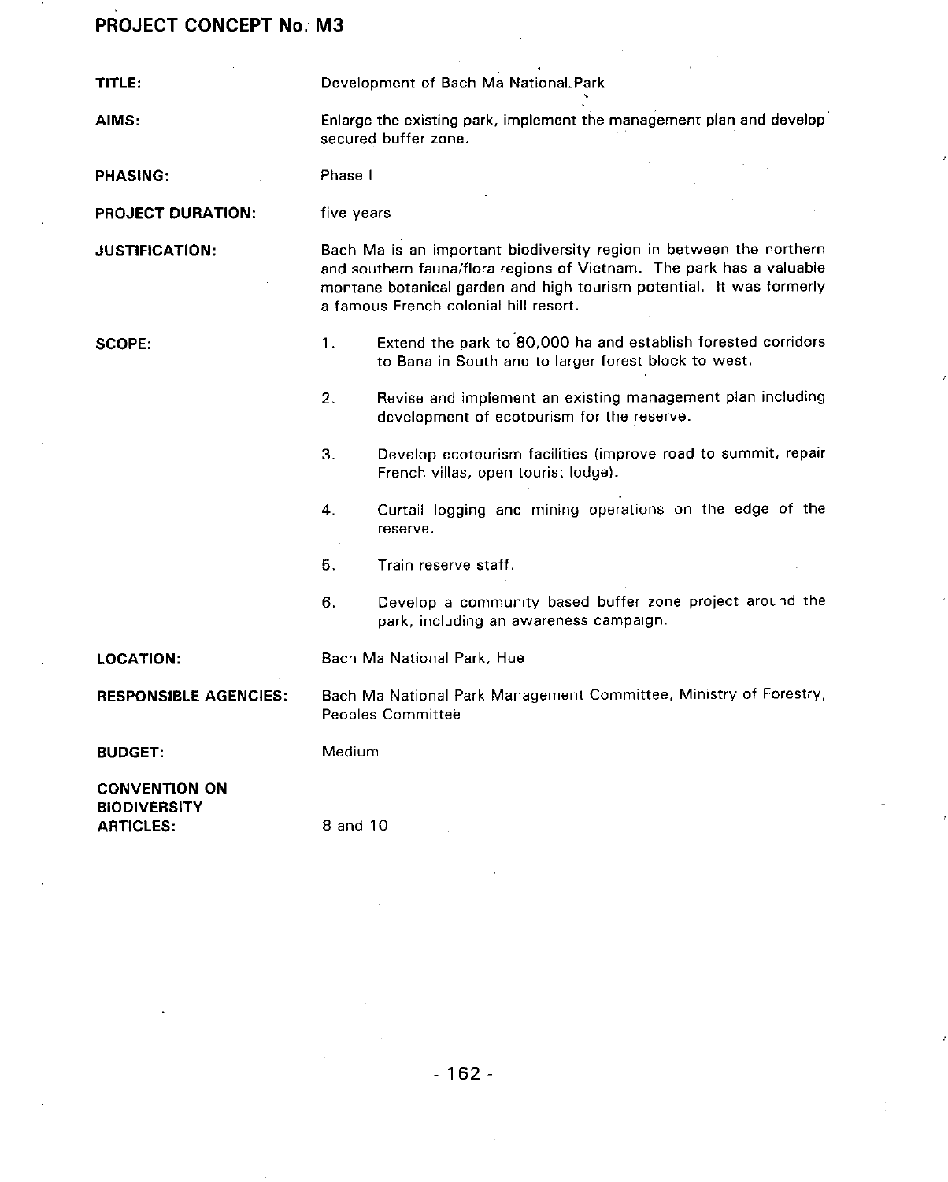## PROJECT CONCEPT No. M3

**TITLE:** Development of Bach Ma National Park

**AIMS:** Enlarge the existing park, implement the management plan and develop secured buffer zone.

**PHASING:** Phase I

**PROJECT DURATION:** five years

**JUSTIFICATION:** Bach Ma is an important biodiversity region in between the northern and southern fauna/flora regions of Vietnam. The park has a valuable montane botanical garden and high tourism potential. It was formerly a famous French colonial hill resort.

**SCOPE:**

1. Extend the park to 80,000 ha and establish forested corridors to Bana in South and to larger forest block to west.
2. Revise and implement an existing management plan including development of ecotourism for the reserve.
3. Develop ecotourism facilities (improve road to summit, repair French villas, open tourist lodge).
4. Curtail logging and mining operations on the edge of the reserve.
5. Train reserve staff.
6. Develop a community based buffer zone project around the park, including an awareness campaign.

**LOCATION:** Bach Ma National Park, Hue

**RESPONSIBLE AGENCIES:** Bach Ma National Park Management Committee, Ministry of Forestry, Peoples Committee

**BUDGET:** Medium

**CONVENTION ON BIODIVERSITY ARTICLES:** 8 and 10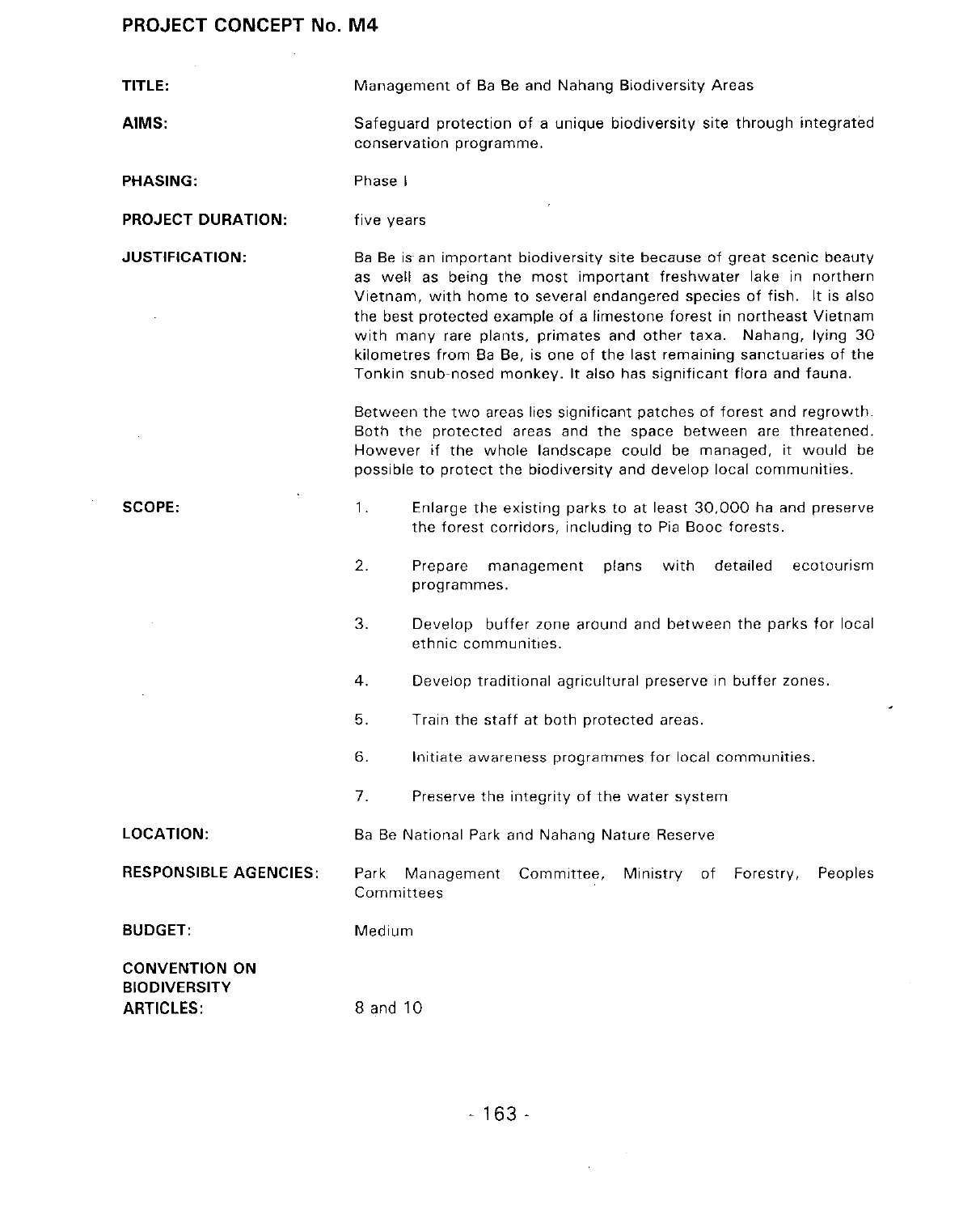## PROJECT CONCEPT No. M4

**TITLE:** Management of Ba Be and Nahang Biodiversity Areas

**AIMS:** Safeguard protection of a unique biodiversity site through integrated conservation programme.

**PHASING:** Phase I

**PROJECT DURATION:** five years

**JUSTIFICATION:** Ba Be is an important biodiversity site because of great scenic beauty as well as being the most important freshwater lake in northern Vietnam, with home to several endangered species of fish. It is also the best protected example of a limestone forest in northeast Vietnam with many rare plants, primates and other taxa. Nahang, lying 30 kilometres from Ba Be, is one of the last remaining sanctuaries of the Tonkin snub-nosed monkey. It also has significant flora and fauna.

Between the two areas lies significant patches of forest and regrowth. Both the protected areas and the space between are threatened. However if the whole landscape could be managed, it would be possible to protect the biodiversity and develop local communities.

**SCOPE:**

1. Enlarge the existing parks to at least 30,000 ha and preserve the forest corridors, including to Pia Booc forests.
2. Prepare management plans with detailed ecotourism programmes.
3. Develop buffer zone around and between the parks for local ethnic communities.
4. Develop traditional agricultural preserve in buffer zones.
5. Train the staff at both protected areas.
6. Initiate awareness programmes for local communities.
7. Preserve the integrity of the water system

**LOCATION:** Ba Be National Park and Nahang Nature Reserve

**RESPONSIBLE AGENCIES:** Park Management Committee, Ministry of Forestry, Peoples Committees

**BUDGET:** Medium

**CONVENTION ON BIODIVERSITY ARTICLES:** 8 and 10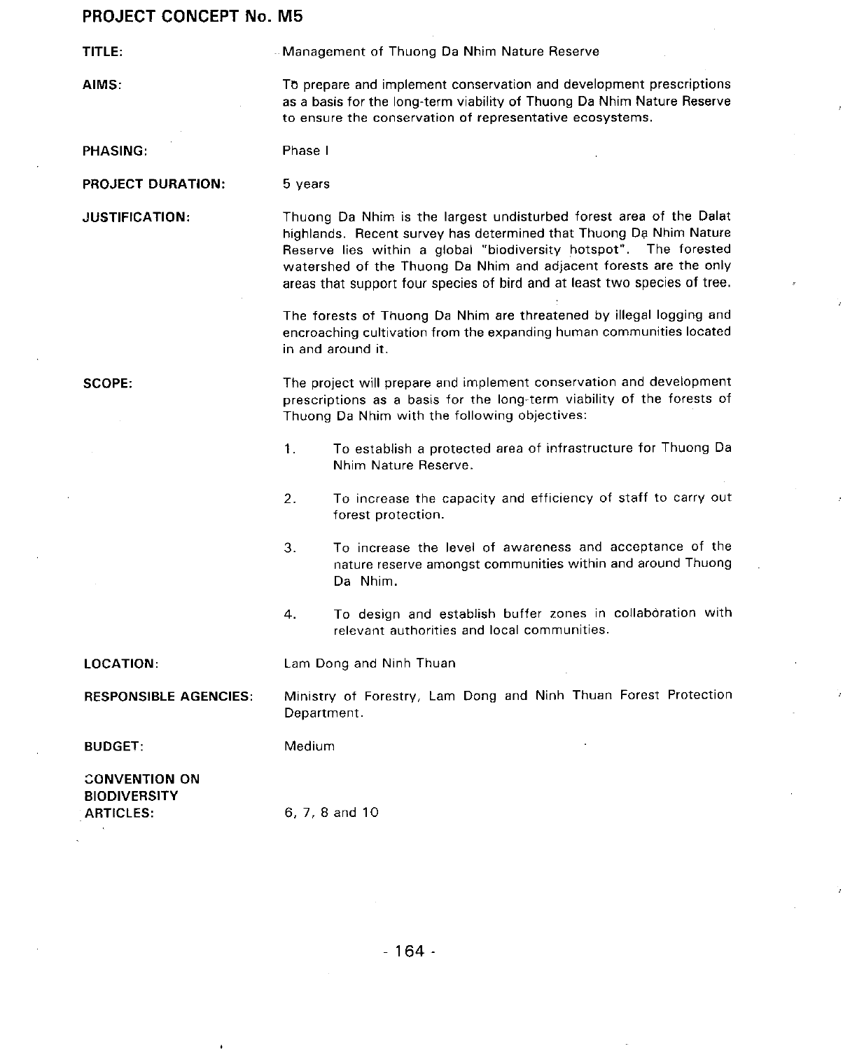## PROJECT CONCEPT No. M5

**TITLE:** Management of Thuong Da Nhim Nature Reserve

**AIMS:** To prepare and implement conservation and development prescriptions as a basis for the long-term viability of Thuong Da Nhim Nature Reserve to ensure the conservation of representative ecosystems.

**PHASING:** Phase I

**PROJECT DURATION:** 5 years

**JUSTIFICATION:** Thuong Da Nhim is the largest undisturbed forest area of the Dalat highlands. Recent survey has determined that Thuong Da Nhim Nature Reserve lies within a global "biodiversity hotspot". The forested watershed of the Thuong Da Nhim and adjacent forests are the only areas that support four species of bird and at least two species of tree.

The forests of Thuong Da Nhim are threatened by illegal logging and encroaching cultivation from the expanding human communities located in and around it.

**SCOPE:** The project will prepare and implement conservation and development prescriptions as a basis for the long-term viability of the forests of Thuong Da Nhim with the following objectives:

1. To establish a protected area of infrastructure for Thuong Da Nhim Nature Reserve.
2. To increase the capacity and efficiency of staff to carry out forest protection.
3. To increase the level of awareness and acceptance of the nature reserve amongst communities within and around Thuong Da Nhim.
4. To design and establish buffer zones in collaboration with relevant authorities and local communities.

**LOCATION:** Lam Dong and Ninh Thuan

**RESPONSIBLE AGENCIES:** Ministry of Forestry, Lam Dong and Ninh Thuan Forest Protection Department.

**BUDGET:** Medium

**CONVENTION ON BIODIVERSITY ARTICLES:** 6, 7, 8 and 10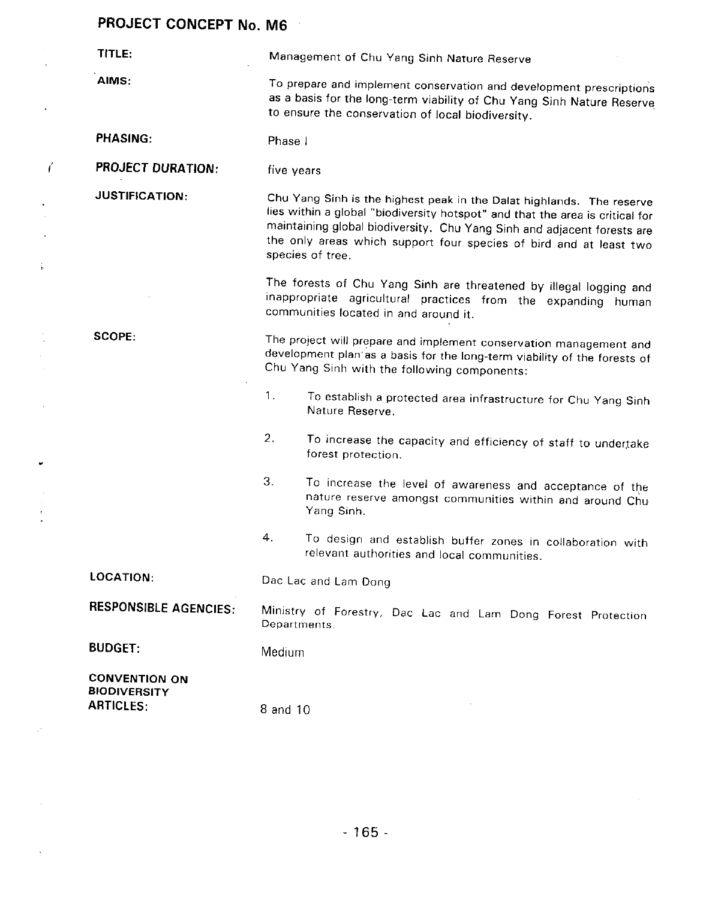## PROJECT CONCEPT No. M6

**TITLE:** Management of Chu Yang Sinh Nature Reserve

**AIMS:** To prepare and implement conservation and development prescriptions as a basis for the long-term viability of Chu Yang Sinh Nature Reserve to ensure the conservation of local biodiversity.

**PHASING:** Phase I

**PROJECT DURATION:** five years

**JUSTIFICATION:** Chu Yang Sinh is the highest peak in the Dalat highlands. The reserve lies within a global "biodiversity hotspot" and that the area is critical for maintaining global biodiversity. Chu Yang Sinh and adjacent forests are the only areas which support four species of bird and at least two species of tree.

The forests of Chu Yang Sinh are threatened by illegal logging and inappropriate agricultural practices from the expanding human communities located in and around it.

**SCOPE:** The project will prepare and implement conservation management and development plan as a basis for the long-term viability of the forests of Chu Yang Sinh with the following components:

1. To establish a protected area infrastructure for Chu Yang Sinh Nature Reserve.
2. To increase the capacity and efficiency of staff to undertake forest protection.
3. To increase the level of awareness and acceptance of the nature reserve amongst communities within and around Chu Yang Sinh.
4. To design and establish buffer zones in collaboration with relevant authorities and local communities.

**LOCATION:** Dac Lac and Lam Dong

**RESPONSIBLE AGENCIES:** Ministry of Forestry, Dac Lac and Lam Dong Forest Protection Departments.

**BUDGET:** Medium

**CONVENTION ON BIODIVERSITY ARTICLES:** 8 and 10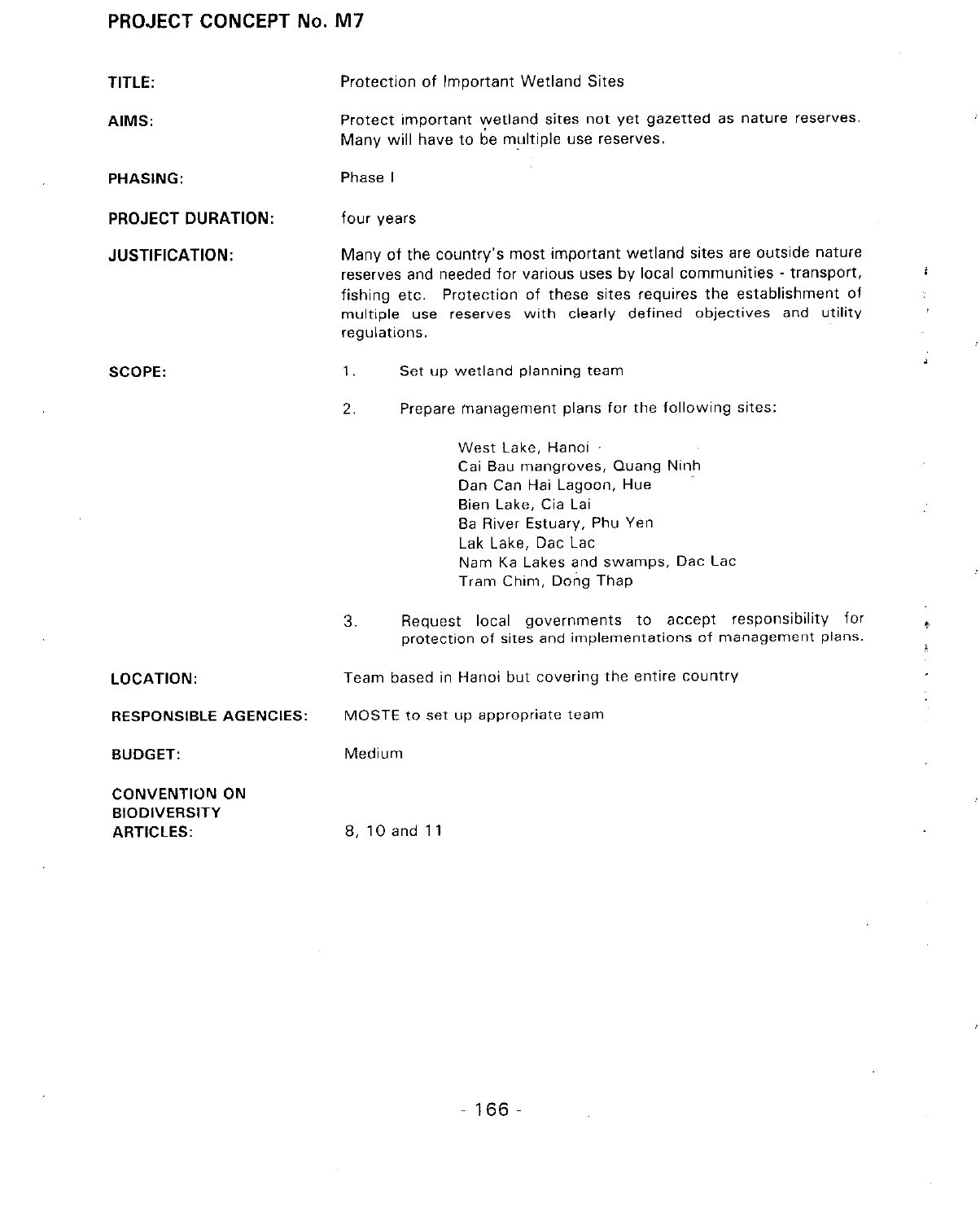## PROJECT CONCEPT No. M7

**TITLE:** Protection of Important Wetland Sites

**AIMS:** Protect important wetland sites not yet gazetted as nature reserves. Many will have to be multiple use reserves.

**PHASING:** Phase I

**PROJECT DURATION:** four years

**JUSTIFICATION:** Many of the country's most important wetland sites are outside nature reserves and needed for various uses by local communities - transport, fishing etc. Protection of these sites requires the establishment of multiple use reserves with clearly defined objectives and utility regulations.

**SCOPE:**

1. Set up wetland planning team

2. Prepare management plans for the following sites:

   West Lake, Hanoi
   Cai Bau mangroves, Quang Ninh
   Dan Can Hai Lagoon, Hue
   Bien Lake, Cia Lai
   Ba River Estuary, Phu Yen
   Lak Lake, Dac Lac
   Nam Ka Lakes and swamps, Dac Lac
   Tram Chim, Dong Thap

3. Request local governments to accept responsibility for protection of sites and implementations of management plans.

**LOCATION:** Team based in Hanoi but covering the entire country

**RESPONSIBLE AGENCIES:** MOSTE to set up appropriate team

**BUDGET:** Medium

**CONVENTION ON BIODIVERSITY ARTICLES:** 8, 10 and 11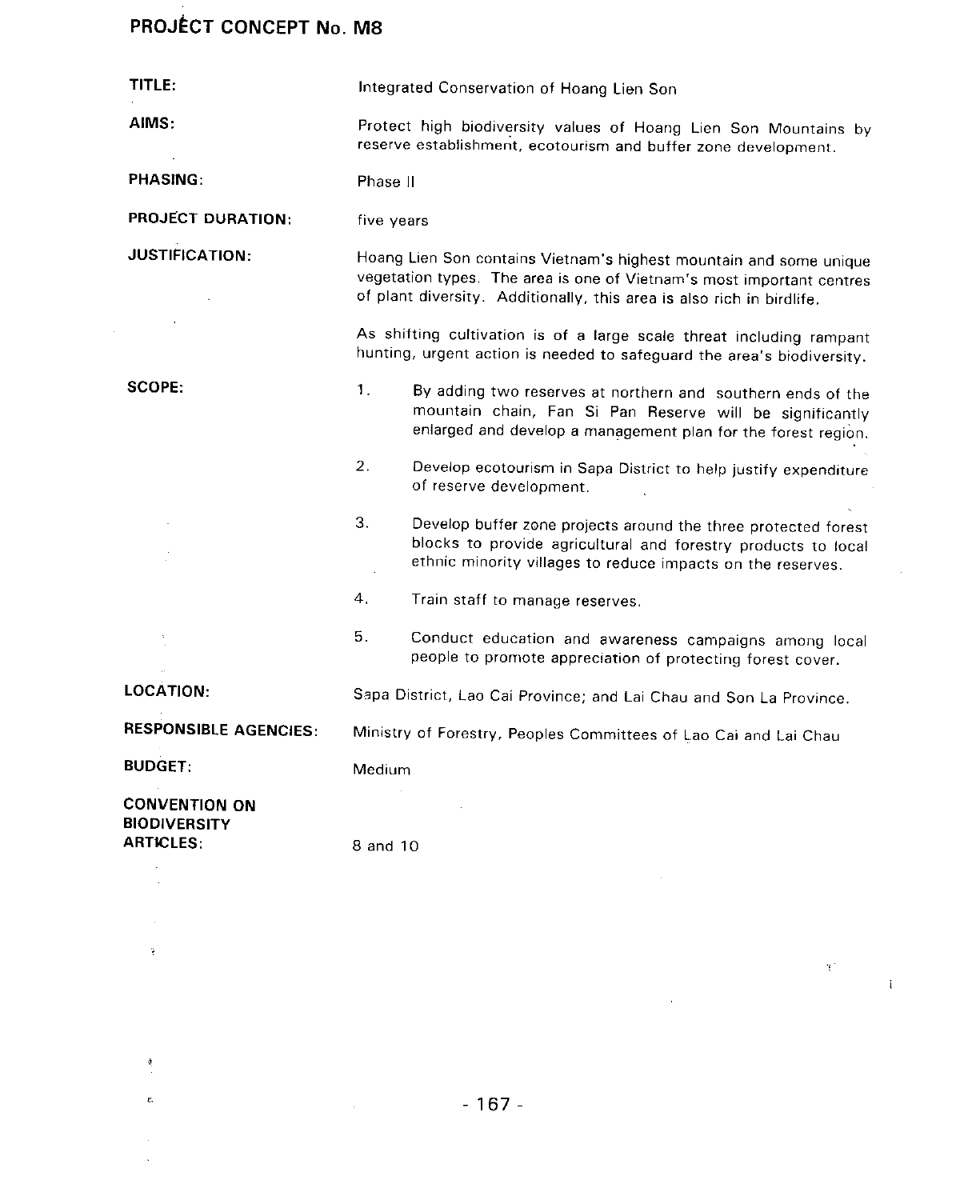# PROJECT CONCEPT No. M8

**TITLE:** Integrated Conservation of Hoang Lien Son

**AIMS:** Protect high biodiversity values of Hoang Lien Son Mountains by reserve establishment, ecotourism and buffer zone development.

**PHASING:** Phase II

**PROJECT DURATION:** five years

**JUSTIFICATION:** Hoang Lien Son contains Vietnam's highest mountain and some unique vegetation types. The area is one of Vietnam's most important centres of plant diversity. Additionally, this area is also rich in birdlife.

As shifting cultivation is of a large scale threat including rampant hunting, urgent action is needed to safeguard the area's biodiversity.

**SCOPE:**

1. By adding two reserves at northern and southern ends of the mountain chain, Fan Si Pan Reserve will be significantly enlarged and develop a management plan for the forest region.
2. Develop ecotourism in Sapa District to help justify expenditure of reserve development.
3. Develop buffer zone projects around the three protected forest blocks to provide agricultural and forestry products to local ethnic minority villages to reduce impacts on the reserves.
4. Train staff to manage reserves.
5. Conduct education and awareness campaigns among local people to promote appreciation of protecting forest cover.

**LOCATION:** Sapa District, Lao Cai Province; and Lai Chau and Son La Province.

**RESPONSIBLE AGENCIES:** Ministry of Forestry, Peoples Committees of Lao Cai and Lai Chau

**BUDGET:** Medium

**CONVENTION ON BIODIVERSITY ARTICLES:** 8 and 10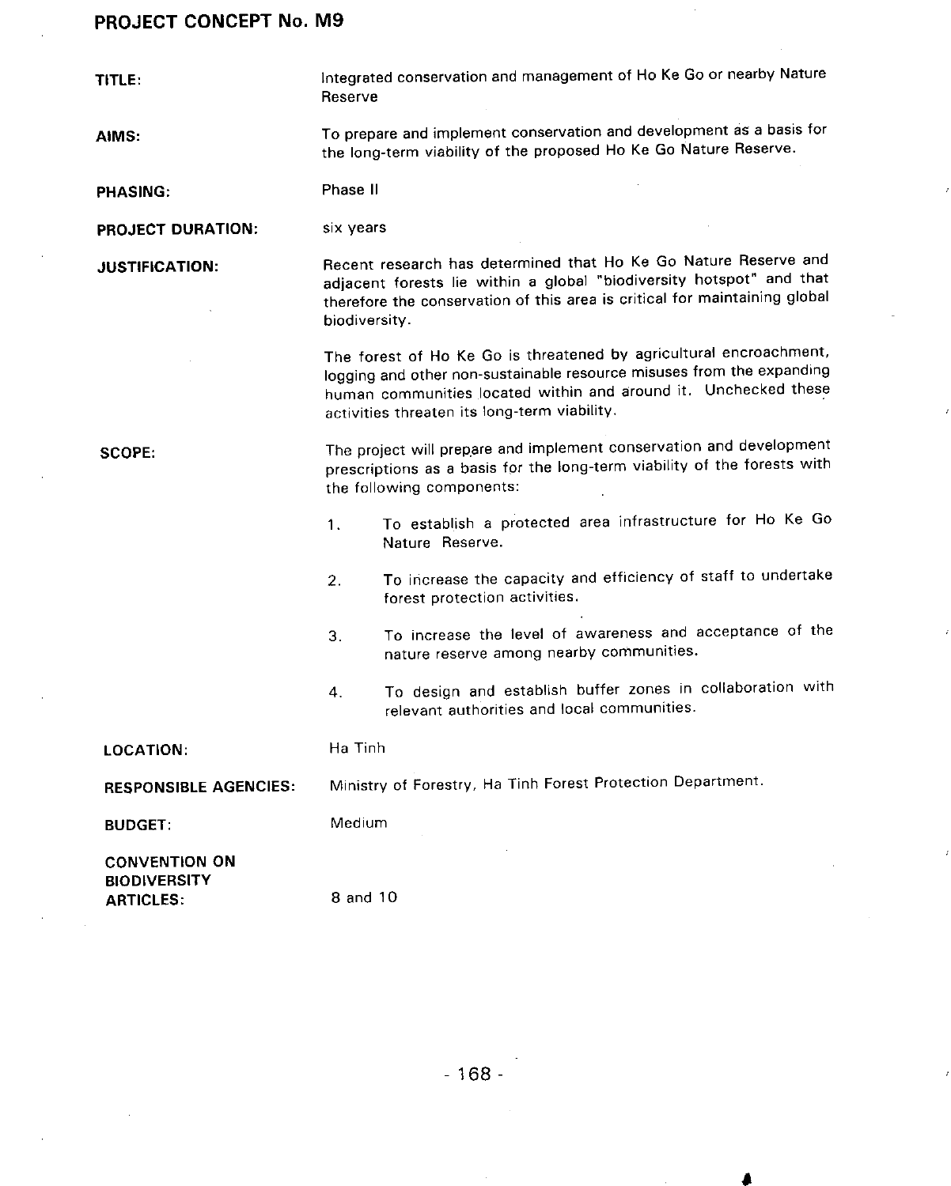## PROJECT CONCEPT No. M9

**TITLE:** Integrated conservation and management of Ho Ke Go or nearby Nature Reserve

**AIMS:** To prepare and implement conservation and development as a basis for the long-term viability of the proposed Ho Ke Go Nature Reserve.

**PHASING:** Phase II

**PROJECT DURATION:** six years

**JUSTIFICATION:** Recent research has determined that Ho Ke Go Nature Reserve and adjacent forests lie within a global "biodiversity hotspot" and that therefore the conservation of this area is critical for maintaining global biodiversity.

The forest of Ho Ke Go is threatened by agricultural encroachment, logging and other non-sustainable resource misuses from the expanding human communities located within and around it. Unchecked these activities threaten its long-term viability.

**SCOPE:** The project will prepare and implement conservation and development prescriptions as a basis for the long-term viability of the forests with the following components:

1. To establish a protected area infrastructure for Ho Ke Go Nature Reserve.
2. To increase the capacity and efficiency of staff to undertake forest protection activities.
3. To increase the level of awareness and acceptance of the nature reserve among nearby communities.
4. To design and establish buffer zones in collaboration with relevant authorities and local communities.

**LOCATION:** Ha Tinh

**RESPONSIBLE AGENCIES:** Ministry of Forestry, Ha Tinh Forest Protection Department.

**BUDGET:** Medium

**CONVENTION ON BIODIVERSITY ARTICLES:** 8 and 10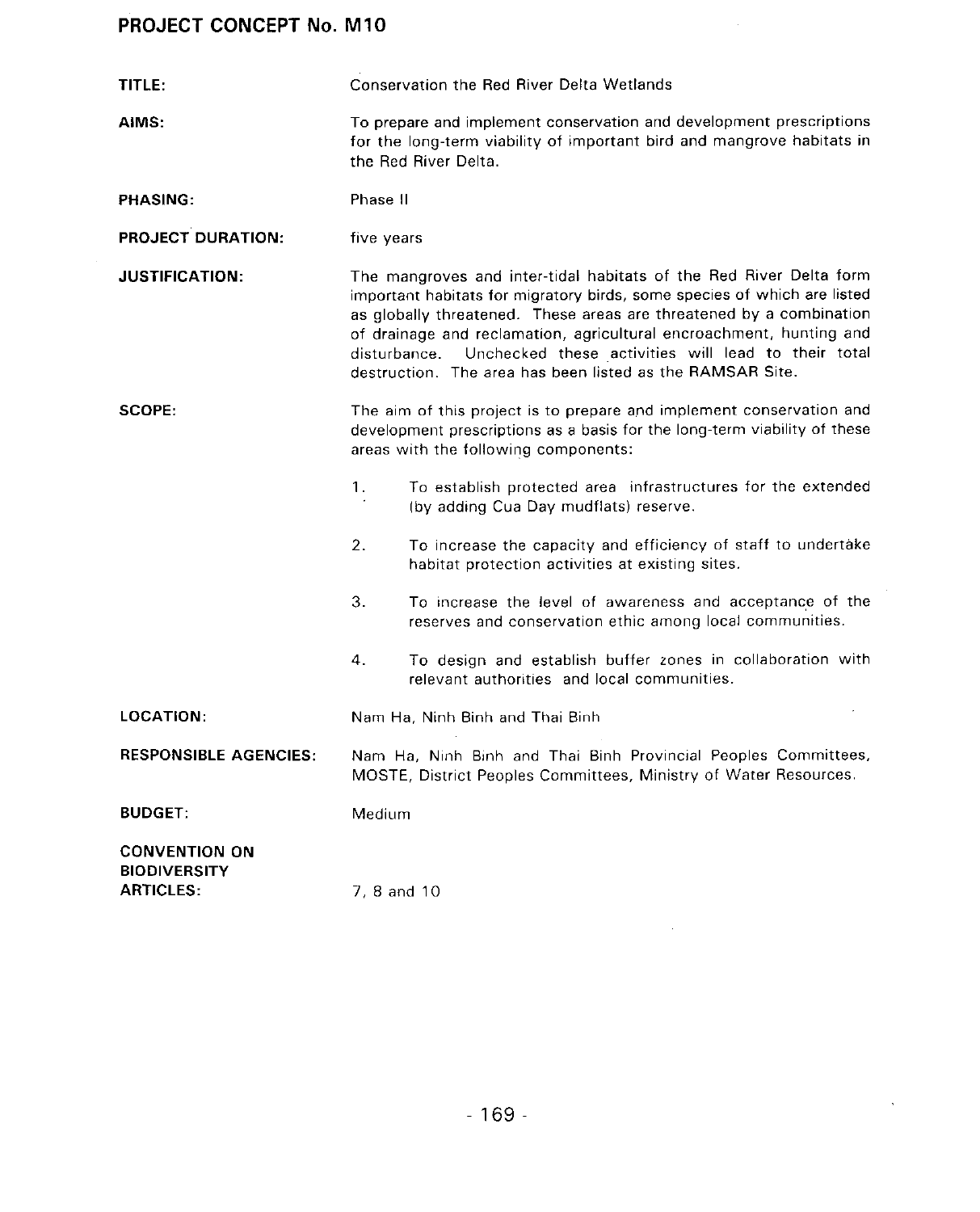## PROJECT CONCEPT No. M10

**TITLE:** Conservation the Red River Delta Wetlands

**AIMS:** To prepare and implement conservation and development prescriptions for the long-term viability of important bird and mangrove habitats in the Red River Delta.

**PHASING:** Phase II

**PROJECT DURATION:** five years

**JUSTIFICATION:** The mangroves and inter-tidal habitats of the Red River Delta form important habitats for migratory birds, some species of which are listed as globally threatened. These areas are threatened by a combination of drainage and reclamation, agricultural encroachment, hunting and disturbance. Unchecked these activities will lead to their total destruction. The area has been listed as the RAMSAR Site.

**SCOPE:** The aim of this project is to prepare and implement conservation and development prescriptions as a basis for the long-term viability of these areas with the following components:

1. To establish protected area infrastructures for the extended (by adding Cua Day mudflats) reserve.

2. To increase the capacity and efficiency of staff to undertake habitat protection activities at existing sites.

3. To increase the level of awareness and acceptance of the reserves and conservation ethic among local communities.

4. To design and establish buffer zones in collaboration with relevant authorities and local communities.

**LOCATION:** Nam Ha, Ninh Binh and Thai Binh

**RESPONSIBLE AGENCIES:** Nam Ha, Ninh Binh and Thai Binh Provincial Peoples Committees, MOSTE, District Peoples Committees, Ministry of Water Resources.

**BUDGET:** Medium

**CONVENTION ON BIODIVERSITY ARTICLES:** 7, 8 and 10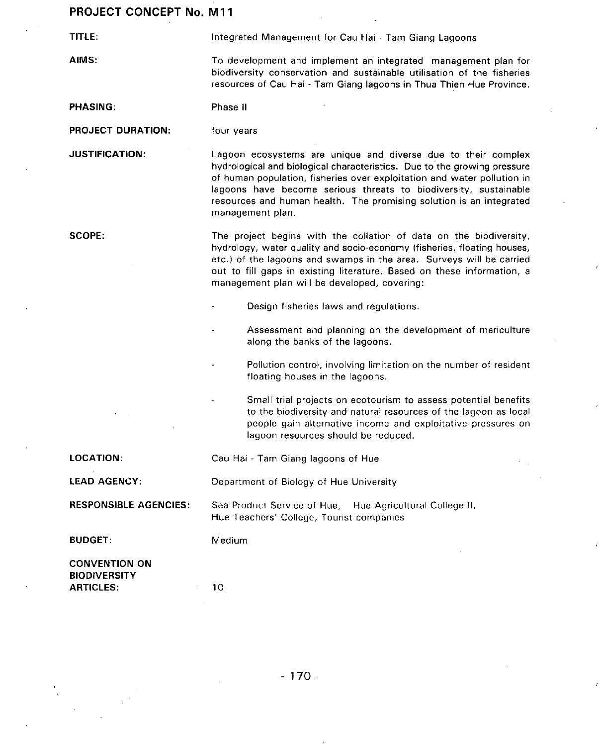## PROJECT CONCEPT No. M11

**TITLE:** Integrated Management for Cau Hai - Tam Giang Lagoons

**AIMS:** To development and implement an integrated management plan for biodiversity conservation and sustainable utilisation of the fisheries resources of Cau Hai - Tam Giang lagoons in Thua Thien Hue Province.

**PHASING:** Phase II

**PROJECT DURATION:** four years

**JUSTIFICATION:** Lagoon ecosystems are unique and diverse due to their complex hydrological and biological characteristics. Due to the growing pressure of human population, fisheries over exploitation and water pollution in lagoons have become serious threats to biodiversity, sustainable resources and human health. The promising solution is an integrated management plan.

**SCOPE:** The project begins with the collation of data on the biodiversity, hydrology, water quality and socio-economy (fisheries, floating houses, etc.) of the lagoons and swamps in the area. Surveys will be carried out to fill gaps in existing literature. Based on these information, a management plan will be developed, covering:

- Design fisheries laws and regulations.
- Assessment and planning on the development of mariculture along the banks of the lagoons.
- Pollution control, involving limitation on the number of resident floating houses in the lagoons.
- Small trial projects on ecotourism to assess potential benefits to the biodiversity and natural resources of the lagoon as local people gain alternative income and exploitative pressures on lagoon resources should be reduced.

**LOCATION:** Cau Hai - Tam Giang lagoons of Hue

**LEAD AGENCY:** Department of Biology of Hue University

**RESPONSIBLE AGENCIES:** Sea Product Service of Hue, Hue Agricultural College II, Hue Teachers' College, Tourist companies

**BUDGET:** Medium

**CONVENTION ON BIODIVERSITY ARTICLES:** 10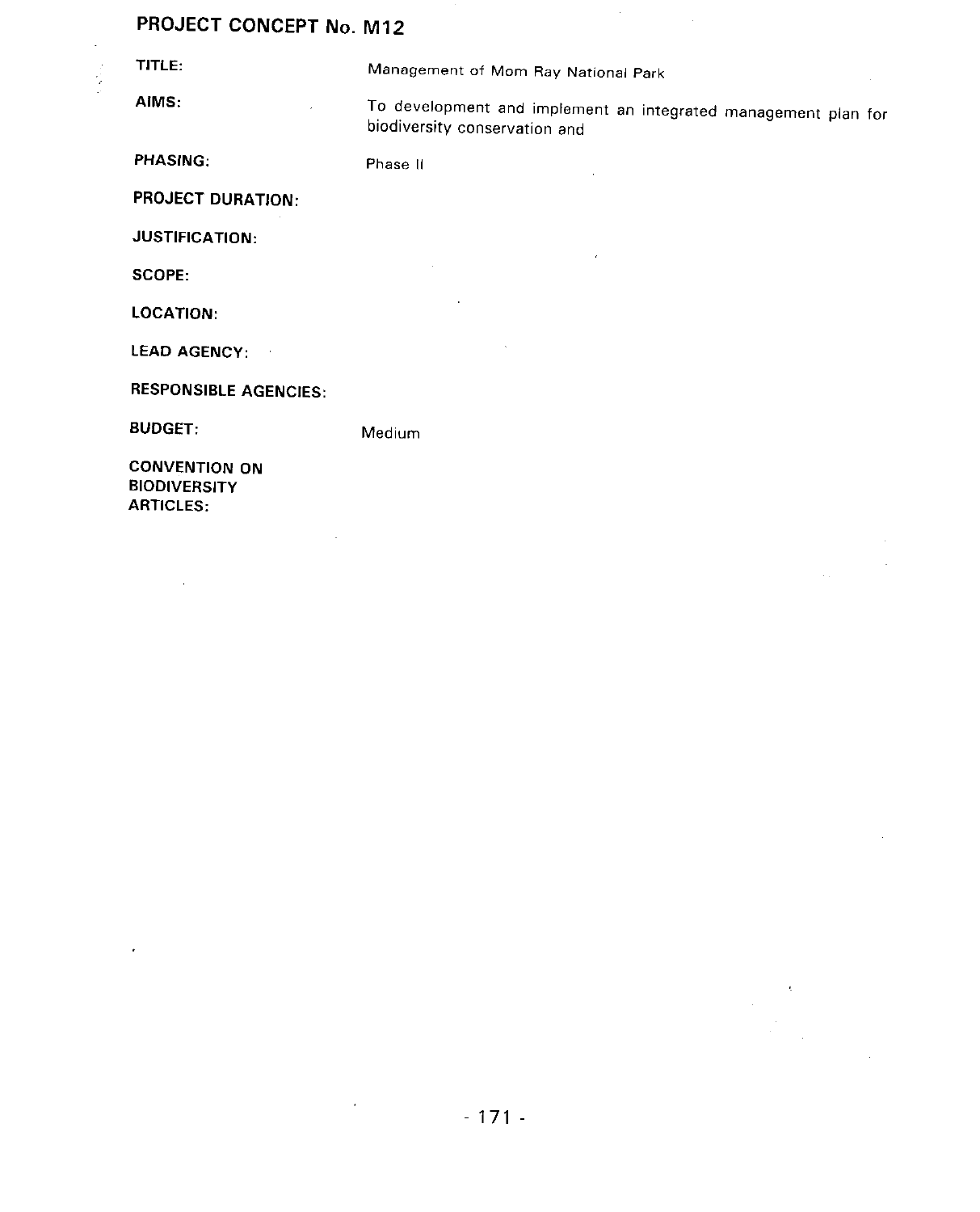## PROJECT CONCEPT No. M12

**TITLE:** Management of Mom Ray National Park

**AIMS:** To development and implement an integrated management plan for biodiversity conservation and

**PHASING:** Phase II

**PROJECT DURATION:**

**JUSTIFICATION:**

**SCOPE:**

**LOCATION:**

**LEAD AGENCY:**

**RESPONSIBLE AGENCIES:**

**BUDGET:** Medium

**CONVENTION ON BIODIVERSITY ARTICLES:**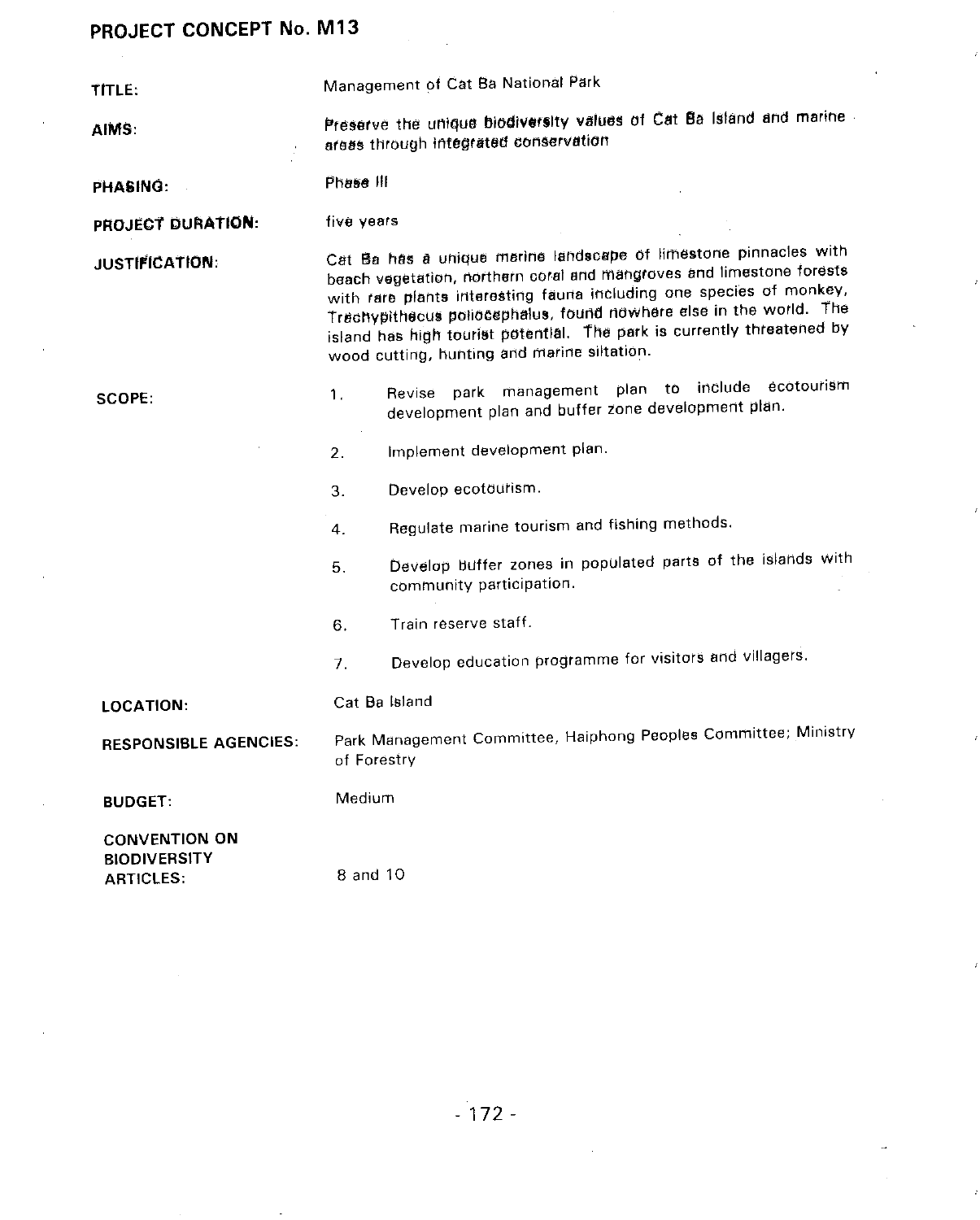## PROJECT CONCEPT No. M13

**TITLE:** Management of Cat Ba National Park

**AIMS:** Preserve the unique biodiversity values of Cat Ba Island and marine areas through integrated conservation

**PHASING:** Phase III

**PROJECT DURATION:** five years

**JUSTIFICATION:** Cat Ba has a unique marine landscape of limestone pinnacles with beach vegetation, northern coral and mangroves and limestone forests with rare plants interesting fauna including one species of monkey, Trachypithecus poliocephalus, found nowhere else in the world. The island has high tourist potential. The park is currently threatened by wood cutting, hunting and marine siltation.

**SCOPE:**

1. Revise park management plan to include ecotourism development plan and buffer zone development plan.
2. Implement development plan.
3. Develop ecotourism.
4. Regulate marine tourism and fishing methods.
5. Develop buffer zones in populated parts of the islands with community participation.
6. Train reserve staff.
7. Develop education programme for visitors and villagers.

**LOCATION:** Cat Ba Island

**RESPONSIBLE AGENCIES:** Park Management Committee, Haiphong Peoples Committee; Ministry of Forestry

**BUDGET:** Medium

**CONVENTION ON BIODIVERSITY ARTICLES:** 8 and 10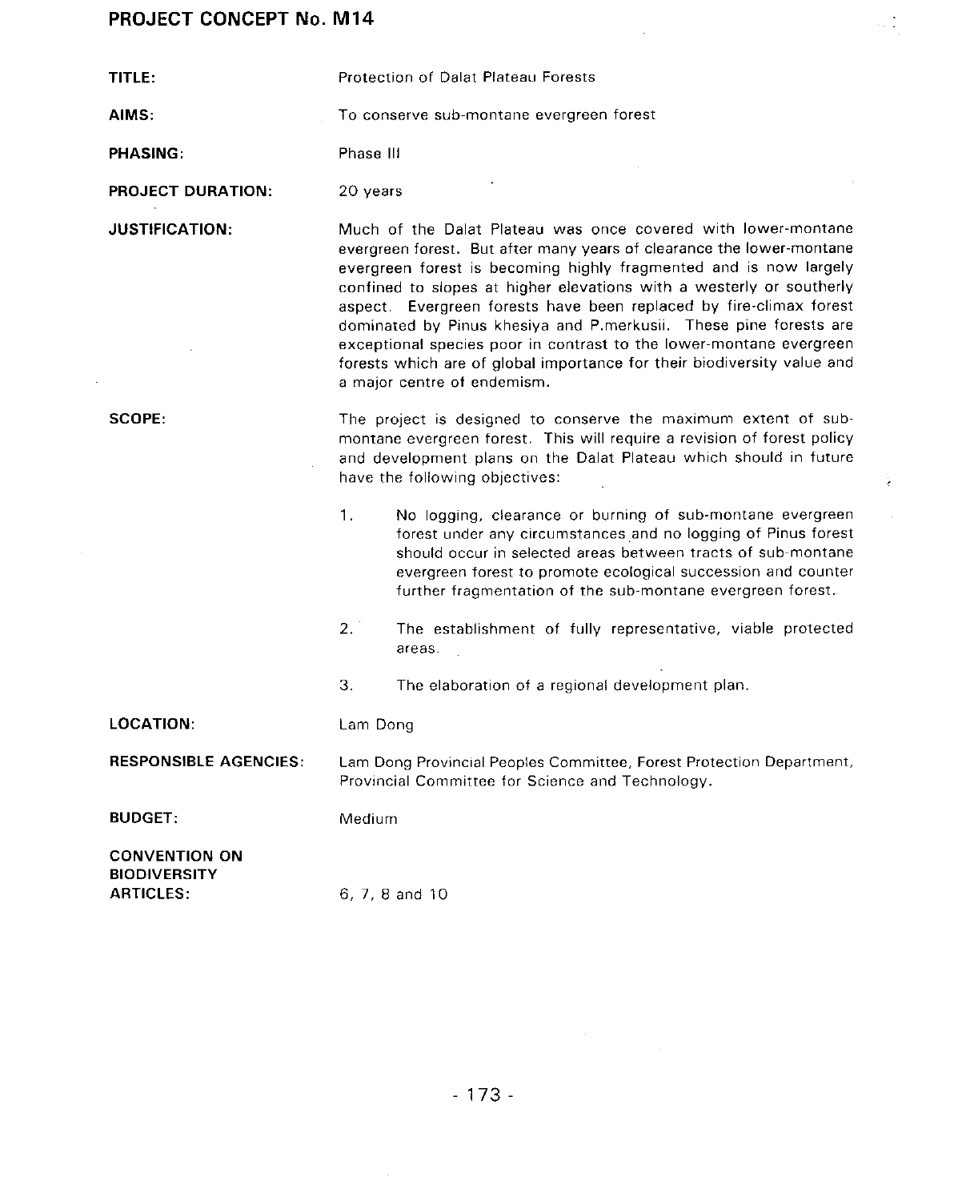## PROJECT CONCEPT No. M14

**TITLE:** Protection of Dalat Plateau Forests

**AIMS:** To conserve sub-montane evergreen forest

**PHASING:** Phase III

**PROJECT DURATION:** 20 years

**JUSTIFICATION:** Much of the Dalat Plateau was once covered with lower-montane evergreen forest. But after many years of clearance the lower-montane evergreen forest is becoming highly fragmented and is now largely confined to slopes at higher elevations with a westerly or southerly aspect. Evergreen forests have been replaced by fire-climax forest dominated by Pinus khesiya and P.merkusii. These pine forests are exceptional species poor in contrast to the lower-montane evergreen forests which are of global importance for their biodiversity value and a major centre of endemism.

**SCOPE:** The project is designed to conserve the maximum extent of sub-montane evergreen forest. This will require a revision of forest policy and development plans on the Dalat Plateau which should in future have the following objectives:

1. No logging, clearance or burning of sub-montane evergreen forest under any circumstances and no logging of Pinus forest should occur in selected areas between tracts of sub-montane evergreen forest to promote ecological succession and counter further fragmentation of the sub-montane evergreen forest.

2. The establishment of fully representative, viable protected areas.

3. The elaboration of a regional development plan.

**LOCATION:** Lam Dong

**RESPONSIBLE AGENCIES:** Lam Dong Provincial Peoples Committee, Forest Protection Department, Provincial Committee for Science and Technology.

**BUDGET:** Medium

**CONVENTION ON BIODIVERSITY ARTICLES:** 6, 7, 8 and 10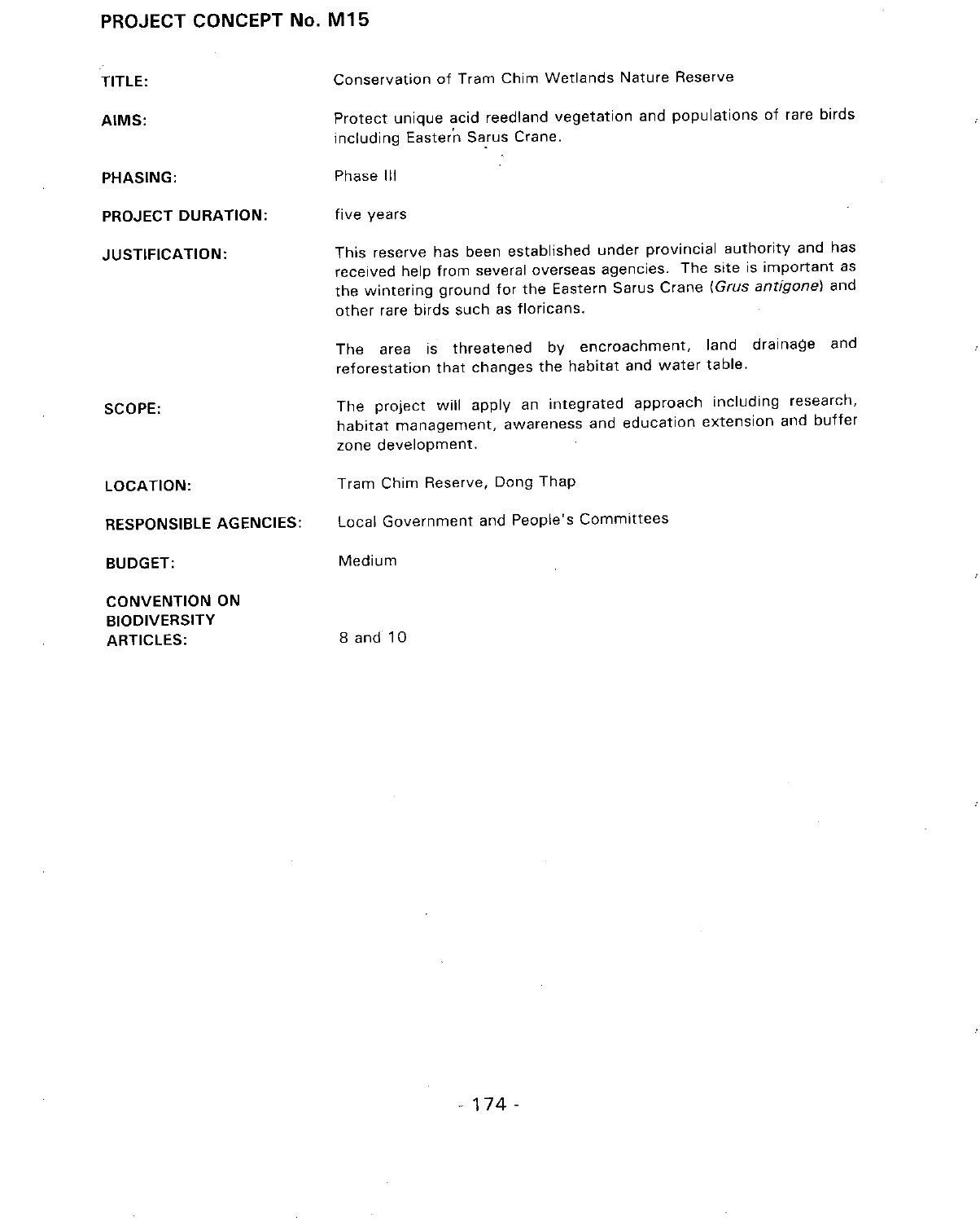## PROJECT CONCEPT No. M15

**TITLE:** Conservation of Tram Chim Wetlands Nature Reserve

**AIMS:** Protect unique acid reedland vegetation and populations of rare birds including Eastern Sarus Crane.

**PHASING:** Phase III

**PROJECT DURATION:** five years

**JUSTIFICATION:** This reserve has been established under provincial authority and has received help from several overseas agencies. The site is important as the wintering ground for the Eastern Sarus Crane (*Grus antigone*) and other rare birds such as floricans.

The area is threatened by encroachment, land drainage and reforestation that changes the habitat and water table.

**SCOPE:** The project will apply an integrated approach including research, habitat management, awareness and education extension and buffer zone development.

**LOCATION:** Tram Chim Reserve, Dong Thap

**RESPONSIBLE AGENCIES:** Local Government and People's Committees

**BUDGET:** Medium

**CONVENTION ON BIODIVERSITY ARTICLES:** 8 and 10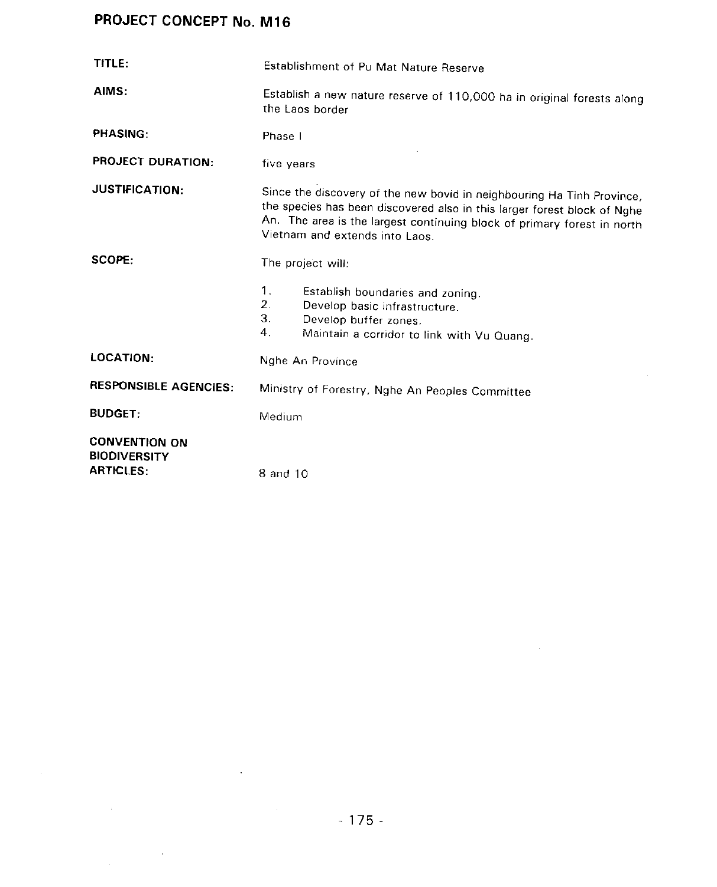## PROJECT CONCEPT No. M16

**TITLE:** Establishment of Pu Mat Nature Reserve

**AIMS:** Establish a new nature reserve of 110,000 ha in original forests along the Laos border

**PHASING:** Phase I

**PROJECT DURATION:** five years

**JUSTIFICATION:** Since the discovery of the new bovid in neighbouring Ha Tinh Province, the species has been discovered also in this larger forest block of Nghe An. The area is the largest continuing block of primary forest in north Vietnam and extends into Laos.

**SCOPE:** The project will:

1. Establish boundaries and zoning.
2. Develop basic infrastructure.
3. Develop buffer zones.
4. Maintain a corridor to link with Vu Quang.

**LOCATION:** Nghe An Province

**RESPONSIBLE AGENCIES:** Ministry of Forestry, Nghe An Peoples Committee

**BUDGET:** Medium

**CONVENTION ON BIODIVERSITY ARTICLES:** 8 and 10